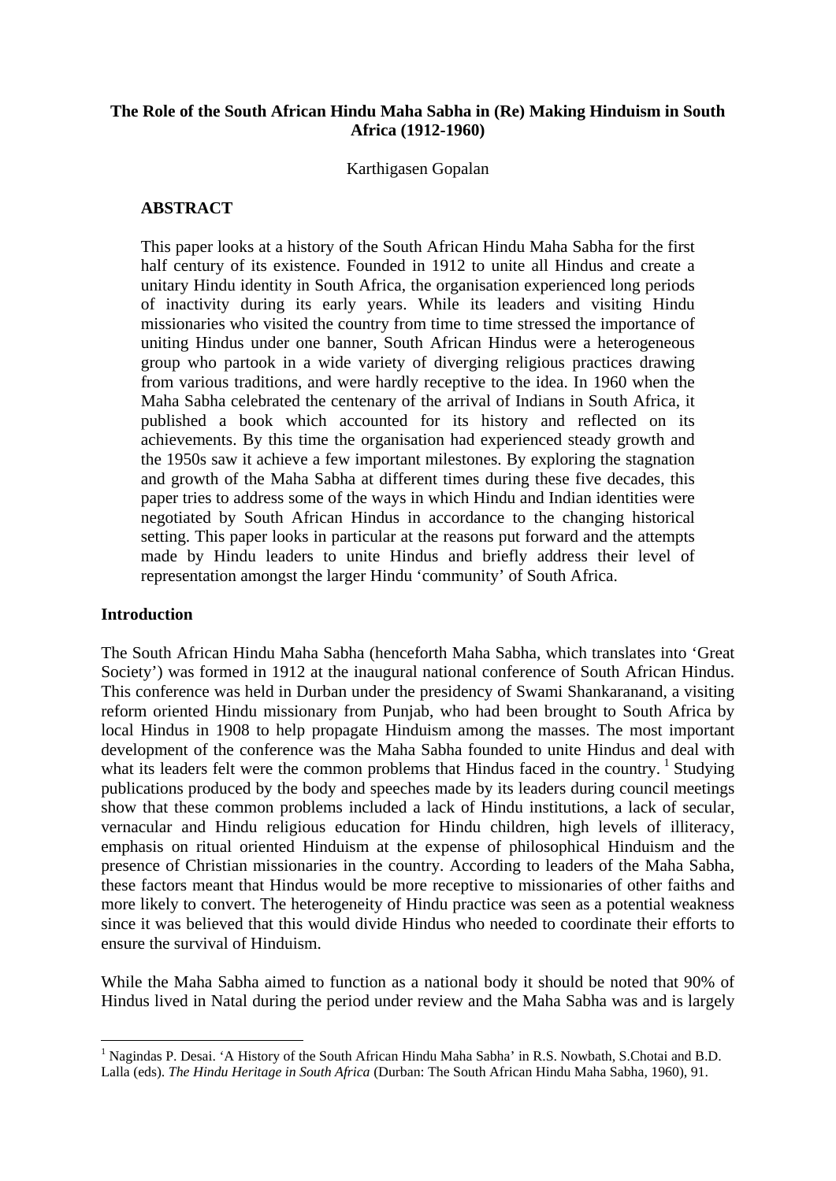# The Role of the South African Hindu Maha Sabha in (Re) Making Hinduism in South Africa (1912-1960)

Karthigasen Gopalan

## ABSTRACT

This paper looks at a history of the South African Hindu Maha Sabha for the first half century of its existence. Founded in 1912 to unite all Hindus and create a unitary Hindu identity in South Africa, the organisation experienced long periods of inactivity during its early years. While its leaders and visiting Hindu missionaries who visited the country from time to time stressed the importance of uniting Hindus under one banner, South African Hindus were a heterogeneous group who partook in a wide variety of diverging religious practices drawing from various traditions, and were hardly receptive to the idea. In 1960 when the Maha Sabha celebrated the centenary of the arrival of Indians in South Africa, it published a book which accounted for its history and reflected on its achievements. By this time the organisation had experienced steady growth and the 1950s saw it achieve a few important milestones. By exploring the stagnation and growth of the Maha Sabha at different times during these five decades, this paper tries to address some of the ways in which Hindu and Indian identities were negotiated by South African Hindus in accordance to the changing historical setting. This paper looks in particular at the reasons put forward and the attempts made by Hindu leaders to unite Hindus and briefly address their level of representation amongst the larger Hindu 'community' of South Africa.

## Introduction

The South African Hindu Maha Sabha (henceforth Maha Sabha, which translates into 'Great Society') was formed in 1912 at the inaugural national conference of South African Hindus. This conference was held in Durban under the presidency of Swami Shankaranand, a visiting reform oriented Hindu missionary from Punjab, who had been brought to South Africa by local Hindus in 1908 to help propagate Hinduism among the masses. The most important development of the conference was the Maha Sabha founded to unite Hindus and deal with what its leaders felt were the common problems that Hindus faced in the country. [1] Studying publications produced by the body and speeches made by its leaders during council meetings show that these common problems included a lack of Hindu institutions, a lack of secular, vernacular and Hindu religious education for Hindu children, high levels of illiteracy, emphasis on ritual oriented Hinduism at the expense of philosophical Hinduism and the presence of Christian missionaries in the country. According to leaders of the Maha Sabha, these factors meant that Hindus would be more receptive to missionaries of other faiths and more likely to convert. The heterogeneity of Hindu practice was seen as a potential weakness since it was believed that this would divide Hindus who needed to coordinate their efforts to ensure the survival of Hinduism.

While the Maha Sabha aimed to function as a national body it should be noted that 90% of Hindus lived in Natal during the period under review and the Maha Sabha was and is largely

[1] Nagindas P. Desai. 'A History of the South African Hindu Maha Sabha' in R.S. Nowbath, S.Chotai and B.D. Lalla (eds). *The Hindu Heritage in South Africa* (Durban: The South African Hindu Maha Sabha, 1960), 91.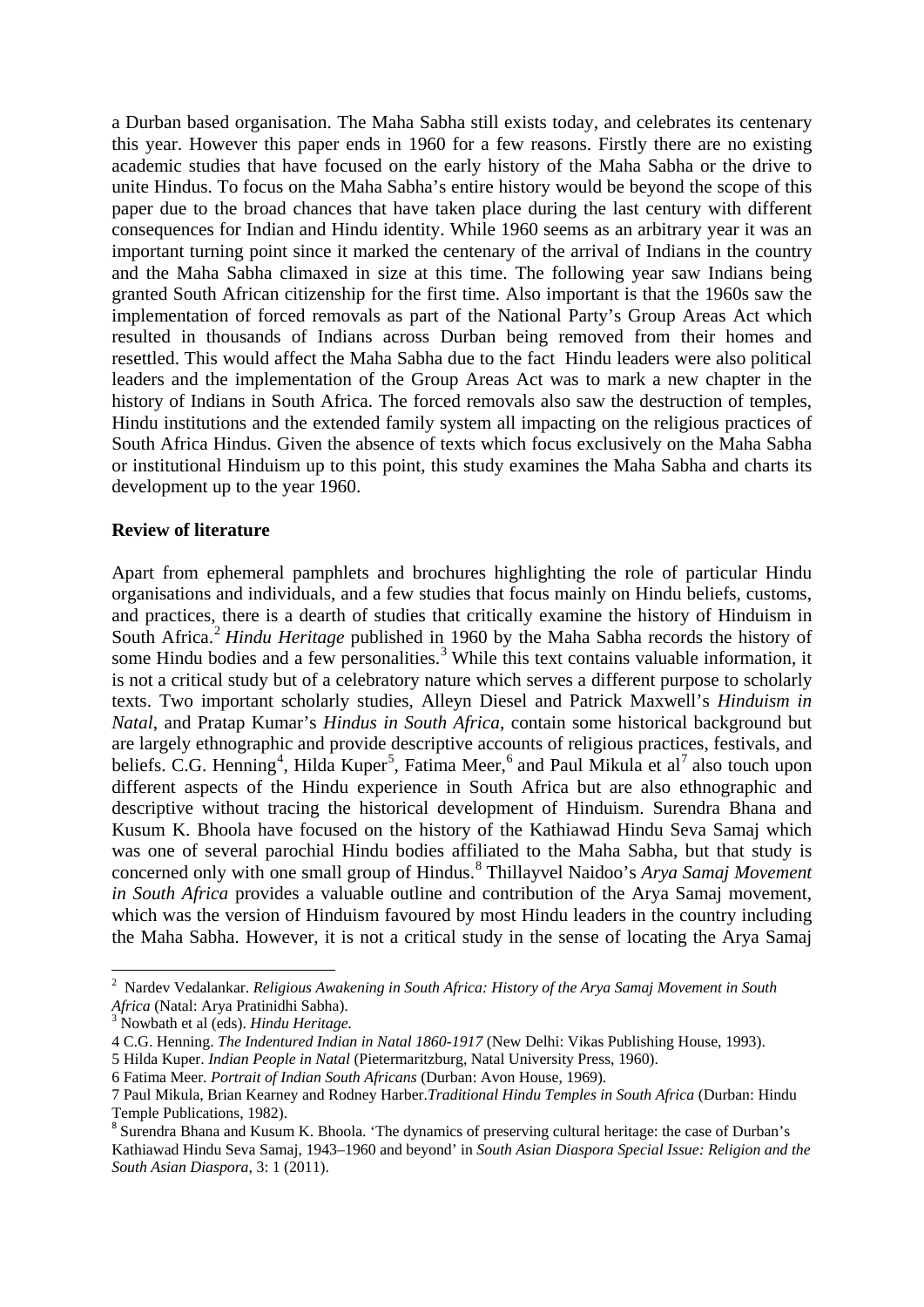a Durban based organisation. The Maha Sabha still exists today, and celebrates its centenary this year. However this paper ends in 1960 for a few reasons. Firstly there are no existing academic studies that have focused on the early history of the Maha Sabha or the drive to unite Hindus. To focus on the Maha Sabha's entire history would be beyond the scope of this paper due to the broad chances that have taken place during the last century with different consequences for Indian and Hindu identity. While 1960 seems as an arbitrary year it was an important turning point since it marked the centenary of the arrival of Indians in the country and the Maha Sabha climaxed in size at this time. The following year saw Indians being granted South African citizenship for the first time. Also important is that the 1960s saw the implementation of forced removals as part of the National Party's Group Areas Act which resulted in thousands of Indians across Durban being removed from their homes and resettled. This would affect the Maha Sabha due to the fact Hindu leaders were also political leaders and the implementation of the Group Areas Act was to mark a new chapter in the history of Indians in South Africa. The forced removals also saw the destruction of temples, Hindu institutions and the extended family system all impacting on the religious practices of South Africa Hindus. Given the absence of texts which focus exclusively on the Maha Sabha or institutional Hinduism up to this point, this study examines the Maha Sabha and charts its development up to the year 1960.

**Review of literature**

Apart from ephemeral pamphlets and brochures highlighting the role of particular Hindu organisations and individuals, and a few studies that critically focus mainly on Hindu beliefs, customs, and practices, there is a dearth of studies that critically examine the history of Hinduism in South Africa.[2] *Hindu Heritage* published in 1960 by the Maha Sabha records the history of some Hindu bodies and a few personalities.[3] While this text contains valuable information, it is not a critical study but of a celebratory nature which serves a different purpose to scholarly texts. Two important scholarly studies, Alleyn Diesel and Patrick Maxwell's *Hinduism in Natal*, and Pratap Kumar's *Hindus in South Africa*, contain some historical background but are largely ethnographic and provide descriptive accounts of religious practices, festivals, and beliefs. C.G. Henning[4], Hilda Kuper[5], Fatima Meer,[6] and Paul Mikula et al[7] also touch upon different aspects of the Hindu experience in South Africa but are also ethnographic and descriptive without tracing the historical development of Hinduism. Surendra Bhana and Kusum K. Bhoola have focused on the history of the Kathiawad Hindu Seva Samaj which was one of several parochial Hindu bodies affiliated to the Maha Sabha, but that study is concerned only with one small group of Hindus.[8] Thillayvel Naidoo's *Arya Samaj Movement in South Africa* provides a valuable outline and contribution of the Arya Samaj movement, which was the version of Hinduism favoured by most Hindu leaders in the country including the Maha Sabha. However, it is not a critical study in the sense of locating the Arya Samaj

---

[2] Nardev Vedalankar. *Religious Awakening in South Africa: History of the Arya Samaj Movement in South Africa* (Natal: Arya Pratinidhi Sabha).

[3] Nowbath et al (eds). *Hindu Heritage*.

[4] C.G. Henning. *The Indentured Indian in Natal 1860-1917* (New Delhi: Vikas Publishing House, 1993).

[5] Hilda Kuper. *Indian People in Natal* (Pietermaritzburg, Natal University Press, 1960).

[6] Fatima Meer. *Portrait of Indian South Africans* (Durban: Avon House, 1969).

[7] Paul Mikula, Brian Kearney and Rodney Harber.*Traditional Hindu Temples in South Africa* (Durban: Hindu Temple Publications, 1982).

[8] Surendra Bhana and Kusum K. Bhoola. 'The dynamics of preserving cultural heritage: the case of Durban's Kathiawad Hindu Seva Samaj, 1943–1960 and beyond' in *South Asian Diaspora Special Issue: Religion and the South Asian Diaspora,* 3: 1 (2011).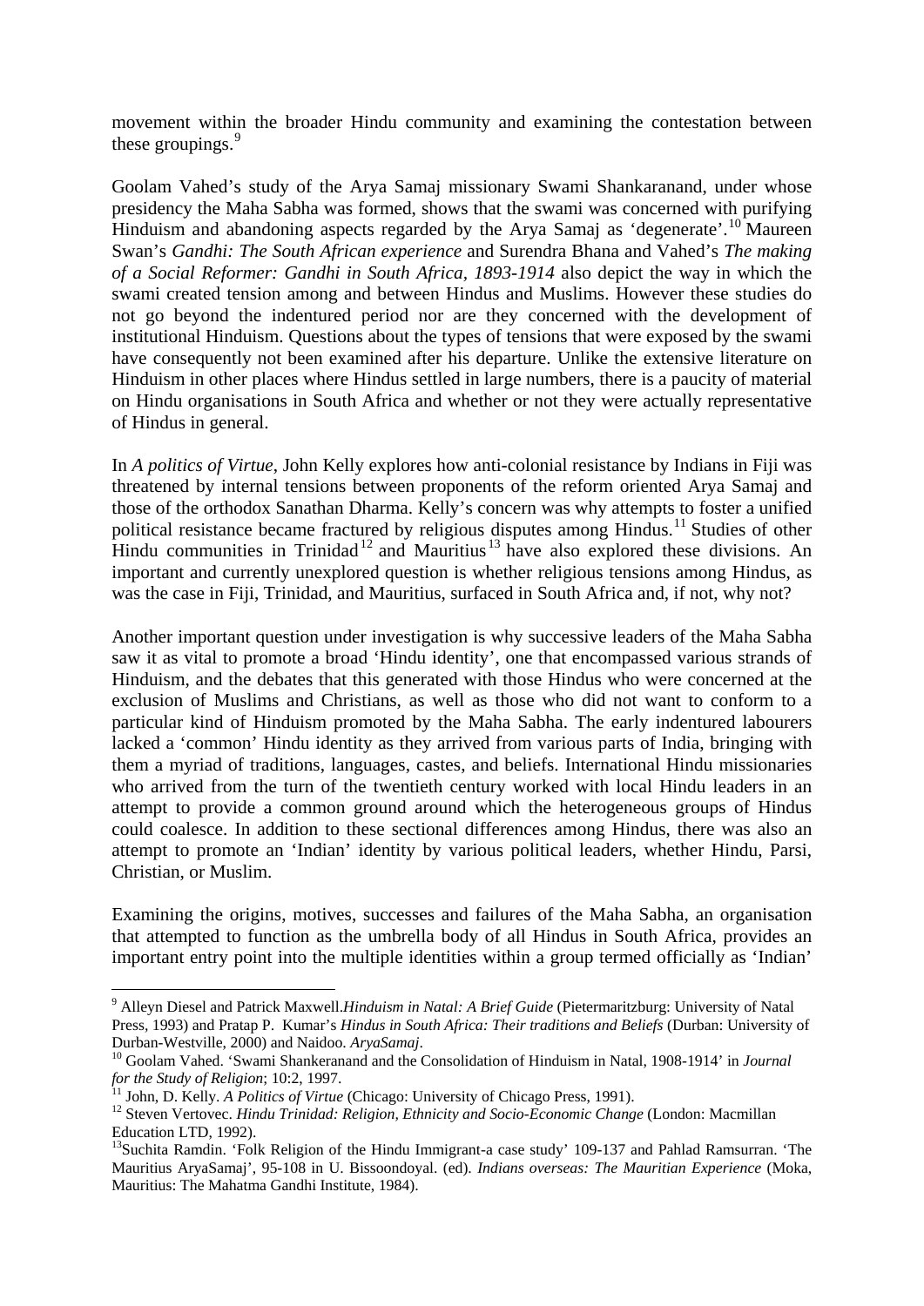movement within the broader Hindu community and examining the contestation between these groupings.[9]

Goolam Vahed's study of the Arya Samaj missionary Swami Shankaranand, under whose presidency the Maha Sabha was formed, shows that the swami was concerned with purifying Hinduism and abandoning aspects regarded by the Arya Samaj as 'degenerate'.[10] Maureen Swan's *Gandhi: The South African experience* and Surendra Bhana and Vahed's *The making of a Social Reformer: Gandhi in South Africa, 1893-1914* also depict the way in which the swami created tension among and between Hindus and Muslims. However these studies do not go beyond the indentured period nor are they concerned with the development of institutional Hinduism. Questions about the types of tensions that were exposed by the swami have consequently not been examined after his departure. Unlike the extensive literature on Hinduism in other places where Hindus settled in large numbers, there is a paucity of material on Hindu organisations in South Africa and whether or not they were actually representative of Hindus in general.

In *A politics of Virtue*, John Kelly explores how anti-colonial resistance by Indians in Fiji was threatened by internal tensions between proponents of the reform oriented Arya Samaj and those of the orthodox Sanathan Dharma. Kelly's concern was why attempts to foster a unified political resistance became fractured by religious disputes among Hindus.[11] Studies of other Hindu communities in Trinidad[12] and Mauritius[13] have also explored these divisions. An important and currently unexplored question is whether religious tensions among Hindus, as was the case in Fiji, Trinidad, and Mauritius, surfaced in South Africa and, if not, why not?

Another important question under investigation is why successive leaders of the Maha Sabha saw it as vital to promote a broad 'Hindu identity', one that encompassed various strands of Hinduism, and the debates that this generated with those Hindus who were concerned at the exclusion of Muslims and Christians, as well as those who did not want to conform to a particular kind of Hinduism promoted by the Maha Sabha. The early indentured labourers lacked a 'common' Hindu identity as they arrived from various parts of India, bringing with them a myriad of traditions, languages, castes, and beliefs. International Hindu missionaries who arrived from the turn of the twentieth century worked with local Hindu leaders in an attempt to provide a common ground around which the heterogeneous groups of Hindus could coalesce. In addition to these sectional differences among Hindus, there was also an attempt to promote an 'Indian' identity by various political leaders, whether Hindu, Parsi, Christian, or Muslim.

Examining the origins, motives, successes and failures of the Maha Sabha, an organisation that attempted to function as the umbrella body of all Hindus in South Africa, provides an important entry point into the multiple identities within a group termed officially as 'Indian'

---

[9] Alleyn Diesel and Patrick Maxwell.*Hinduism in Natal: A Brief Guide* (Pietermaritzburg: University of Natal Press, 1993) and Pratap P. Kumar's *Hindus in South Africa: Their traditions and Beliefs* (Durban: University of Durban-Westville, 2000) and Naidoo. *AryaSamaj*.

[10] Goolam Vahed. 'Swami Shankeranand and the Consolidation of Hinduism in Natal, 1908-1914' in *Journal for the Study of Religion*; 10:2, 1997.

[11] John, D. Kelly. *A Politics of Virtue* (Chicago: University of Chicago Press, 1991).

[12] Steven Vertovec. *Hindu Trinidad: Religion, Ethnicity and Socio-Economic Change* (London: Macmillan Education LTD, 1992).

[13] Suchita Ramdin. 'Folk Religion of the Hindu Immigrant-a case study' 109-137 and Pahlad Ramsurran. 'The Mauritius AryaSamaj', 95-108 in U. Bissoondoyal. (ed). *Indians overseas: The Mauritian Experience* (Moka, Mauritius: The Mahatma Gandhi Institute, 1984).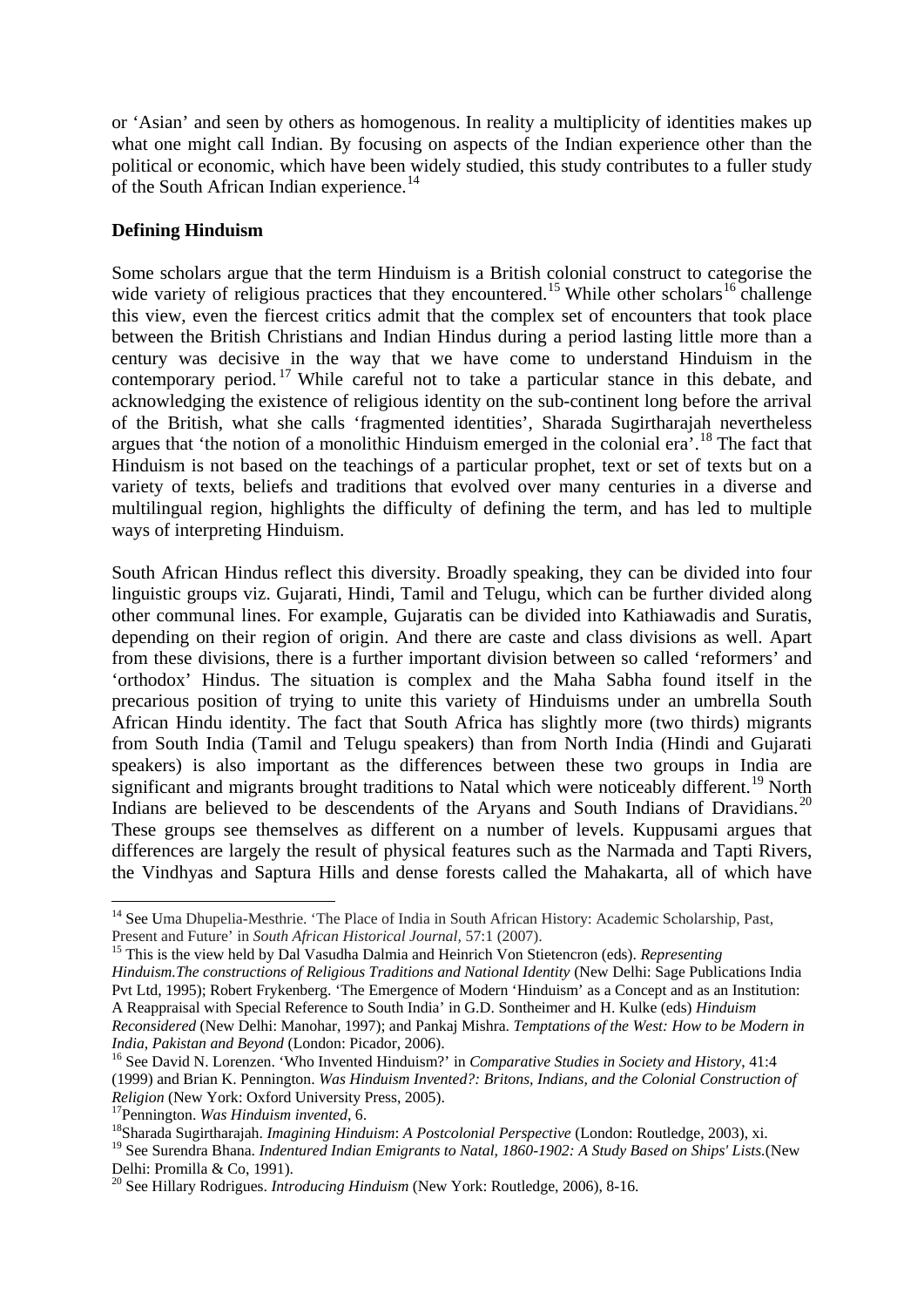or 'Asian' and seen by others as homogenous. In reality a multiplicity of identities makes up what one might call Indian. By focusing on aspects of the Indian experience other than the political or economic, which have been widely studied, this study contributes to a fuller study of the South African Indian experience.[14]

## Defining Hinduism

Some scholars argue that the term Hinduism is a British colonial construct to categorise the wide variety of religious practices that they encountered.[15] While other scholars[16] challenge this view, even the fiercest critics admit that the complex set of encounters that took place between the British Christians and Indian Hindus during a period lasting little more than a century was decisive in the way that we have come to understand Hinduism in the contemporary period.[17] While careful not to take a particular stance in this debate, and acknowledging the existence of religious identity on the sub-continent long before the arrival of the British, what she calls 'fragmented identities', Sharada Sugirtharajah nevertheless argues that 'the notion of a monolithic Hinduism emerged in the colonial era'.[18] The fact that Hinduism is not based on the teachings of a particular prophet, text or set of texts but on a variety of texts, beliefs and traditions that evolved over many centuries in a diverse and multilingual region, highlights the difficulty of defining the term, and has led to multiple ways of interpreting Hinduism.

South African Hindus reflect this diversity. Broadly speaking, they can be divided into four linguistic groups viz. Gujarati, Hindi, Tamil and Telugu, which can be further divided along other communal lines. For example, Gujaratis can be divided into Kathiawadis and Suratis, depending on their region of origin. And there are caste and class divisions as well. Apart from these divisions, there is a further important division between so called 'reformers' and 'orthodox' Hindus. The situation is complex and the Maha Sabha found itself in the precarious position of trying to unite this variety of Hinduisms under an umbrella South African Hindu identity. The fact that South Africa has slightly more (two thirds) migrants from South India (Tamil and Telugu speakers) than from North India (Hindi and Gujarati speakers) is also important as the differences between these two groups in India are significant and migrants brought traditions to Natal which were noticeably different.[19] North Indians are believed to be descendents of the Aryans and South Indians of Dravidians.[20] These groups see themselves as different on a number of levels. Kuppusami argues that differences are largely the result of physical features such as the Narmada and Tapti Rivers, the Vindhyas and Saptura Hills and dense forests called the Mahakarta, all of which have

---

[14] See Uma Dhupelia-Mesthrie. 'The Place of India in South African History: Academic Scholarship, Past, Present and Future' in *South African Historical Journal*, 57:1 (2007).

[15] This is the view held by Dal Vasudha Dalmia and Heinrich Von Stietencron (eds). *Representing Hinduism.The constructions of Religious Traditions and National Identity* (New Delhi: Sage Publications India Pvt Ltd, 1995); Robert Frykenberg. 'The Emergence of Modern 'Hinduism' as a Concept and as an Institution: A Reappraisal with Special Reference to South India' in G.D. Sontheimer and H. Kulke (eds) *Hinduism Reconsidered* (New Delhi: Manohar, 1997); and Pankaj Mishra. *Temptations of the West: How to be Modern in India, Pakistan and Beyond* (London: Picador, 2006).

[16] See David N. Lorenzen. 'Who Invented Hinduism?' in *Comparative Studies in Society and History*, 41:4 (1999) and Brian K. Pennington. *Was Hinduism Invented?: Britons, Indians, and the Colonial Construction of Religion* (New York: Oxford University Press, 2005).

[17] Pennington. *Was Hinduism invented*, 6.

[18] Sharada Sugirtharajah. *Imagining Hinduism*: *A Postcolonial Perspective* (London: Routledge, 2003), xi.

[19] See Surendra Bhana. *Indentured Indian Emigrants to Natal, 1860-1902: A Study Based on Ships' Lists.*(New Delhi: Promilla & Co, 1991).

[20] See Hillary Rodrigues. *Introducing Hinduism* (New York: Routledge, 2006), 8-16.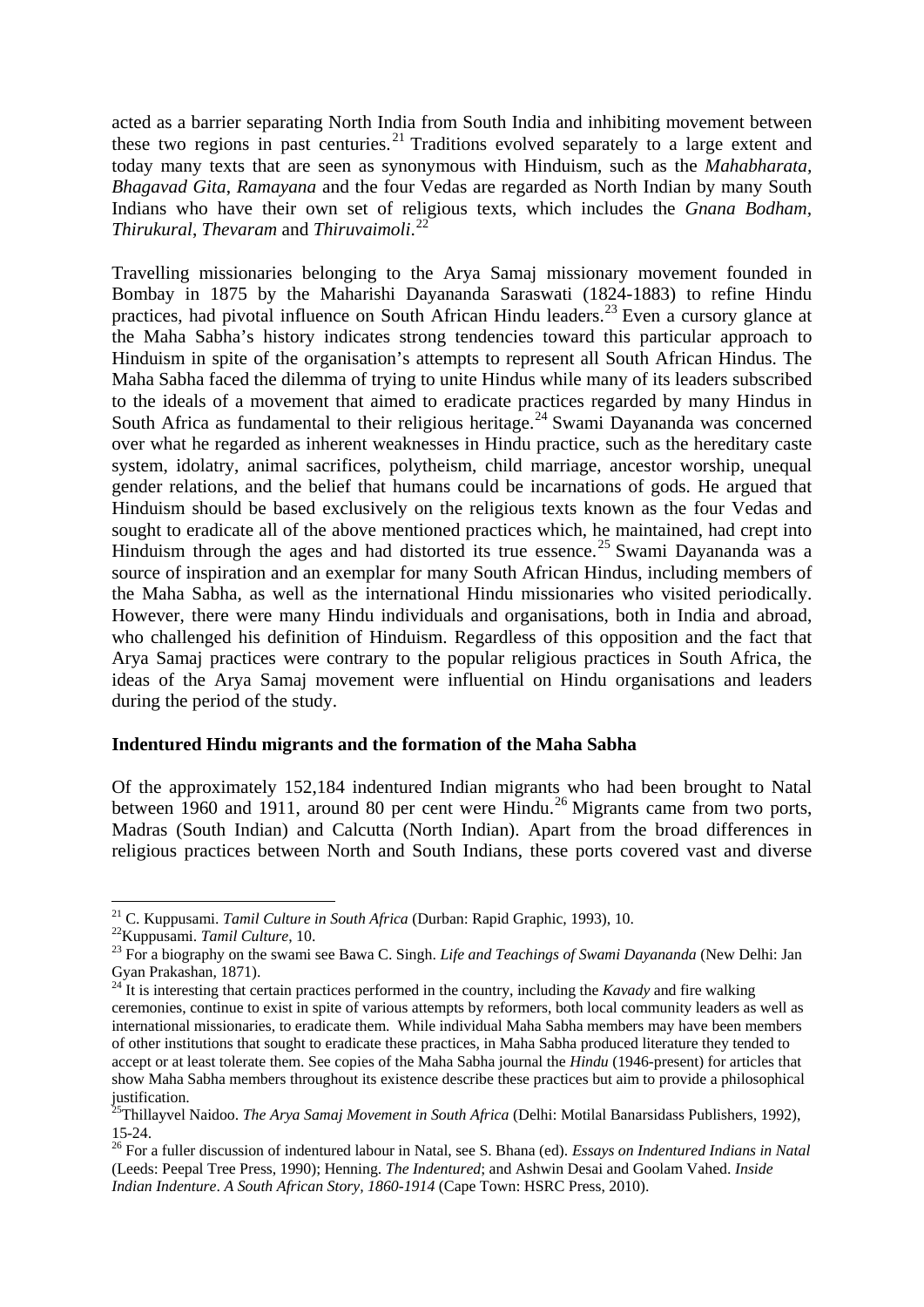acted as a barrier separating North India from South India and inhibiting movement between these two regions in past centuries.[21] Traditions evolved separately to a large extent and today many texts that are seen as synonymous with Hinduism, such as the *Mahabharata*, *Bhagavad Gita*, *Ramayana* and the four Vedas are regarded as North Indian by many South Indians who have their own set of religious texts, which includes the *Gnana Bodham*, *Thirukural*, *Thevaram* and *Thiruvaimoli*.[22]

Travelling missionaries belonging to the Arya Samaj missionary movement founded in Bombay in 1875 by the Maharishi Dayananda Saraswati (1824-1883) to refine Hindu practices, had pivotal influence on South African Hindu leaders.[23] Even a cursory glance at the Maha Sabha's history indicates strong tendencies toward this particular approach to Hinduism in spite of the organisation's attempts to represent all South African Hindus. The Maha Sabha faced the dilemma of trying to unite Hindus while many of its leaders subscribed to the ideals of a movement that aimed to eradicate practices regarded by many Hindus in South Africa as fundamental to their religious heritage.[24] Swami Dayananda was concerned over what he regarded as inherent weaknesses in Hindu practice, such as the hereditary caste system, idolatry, animal sacrifices, polytheism, child marriage, ancestor worship, unequal gender relations, and the belief that humans could be incarnations of gods. He argued that Hinduism should be based exclusively on the religious texts known as the four Vedas and sought to eradicate all of the above mentioned practices which, he maintained, had crept into Hinduism through the ages and had distorted its true essence.[25] Swami Dayananda was a source of inspiration and an exemplar for many South African Hindus, including members of the Maha Sabha, as well as the international Hindu missionaries who visited periodically. However, there were many Hindu individuals and organisations, both in India and abroad, who challenged his definition of Hinduism. Regardless of this opposition and the fact that Arya Samaj practices were contrary to the popular religious practices in South Africa, the ideas of the Arya Samaj movement were influential on Hindu organisations and leaders during the period of the study.

**Indentured Hindu migrants and the formation of the Maha Sabha**

Of the approximately 152,184 indentured Indian migrants who had been brought to Natal between 1960 and 1911, around 80 per cent were Hindu.[26] Migrants came from two ports, Madras (South Indian) and Calcutta (North Indian). Apart from the broad differences in religious practices between North and South Indians, these ports covered vast and diverse

---

[21] C. Kuppusami. *Tamil Culture in South Africa* (Durban: Rapid Graphic, 1993), 10.

[22] Kuppusami. *Tamil Culture*, 10.

[23] For a biography on the swami see Bawa C. Singh. *Life and Teachings of Swami Dayananda* (New Delhi: Jan Gyan Prakashan, 1871).

[24] It is interesting that certain practices performed in the country, including the *Kavady* and fire walking ceremonies, continue to exist in spite of various attempts by reformers, both local community leaders as well as international missionaries, to eradicate them. While individual Maha Sabha members may have been members of other institutions that sought to eradicate these practices, in Maha Sabha produced literature they tended to accept or at least tolerate them. See copies of the Maha Sabha journal the *Hindu* (1946-present) for articles that show Maha Sabha members throughout its existence describe these practices but aim to provide a philosophical justification.

[25] Thillayvel Naidoo. *The Arya Samaj Movement in South Africa* (Delhi: Motilal Banarsidass Publishers, 1992), 15-24.

[26] For a fuller discussion of indentured labour in Natal, see S. Bhana (ed). *Essays on Indentured Indians in Natal* (Leeds: Peepal Tree Press, 1990); Henning. *The Indentured*; and Ashwin Desai and Goolam Vahed. *Inside Indian Indenture. A South African Story, 1860-1914* (Cape Town: HSRC Press, 2010).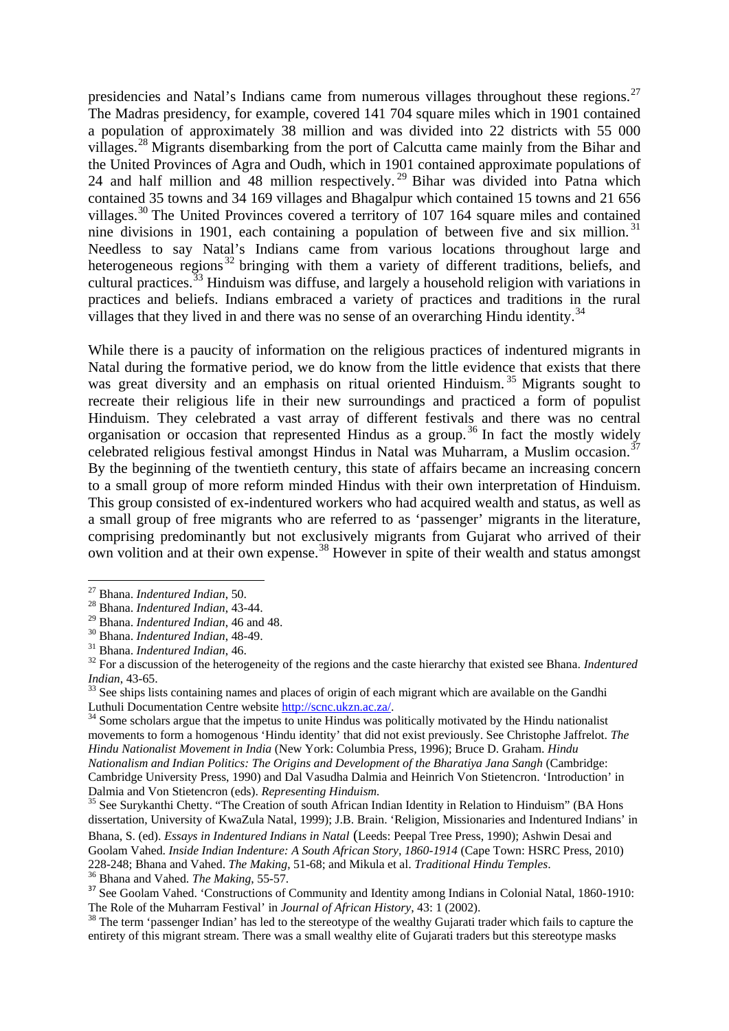presidencies and Natal's Indians came from numerous villages throughout these regions.[27] The Madras presidency, for example, covered 141 704 square miles which in 1901 contained a population of approximately 38 million and was divided into 22 districts with 55 000 villages.[28] Migrants disembarking from the port of Calcutta came mainly from the Bihar and the United Provinces of Agra and Oudh, which in 1901 contained approximate populations of 24 and half million and 48 million respectively.[29] Bihar was divided into Patna which contained 35 towns and 34 169 villages and Bhagalpur which contained 15 towns and 21 656 villages.[30] The United Provinces covered a territory of 107 164 square miles and contained nine divisions in 1901, each containing a population of between five and six million.[31] Needless to say Natal's Indians came from various locations throughout large and heterogeneous regions[32] bringing with them a variety of different traditions, beliefs, and cultural practices.[33] Hinduism was diffuse, and largely a household religion with variations in practices and beliefs. Indians embraced a variety of practices and traditions in the rural villages that they lived in and there was no sense of an overarching Hindu identity.[34]

While there is a paucity of information on the religious practices of indentured migrants in Natal during the formative period, we do know from the little evidence that exists that there was great diversity and an emphasis on ritual oriented Hinduism.[35] Migrants sought to recreate their religious life in their new surroundings and practiced a form of populist Hinduism. They celebrated a vast array of different festivals and there was no central organisation or occasion that represented Hindus as a group.[36] In fact the mostly widely celebrated religious festival amongst Hindus in Natal was Muharram, a Muslim occasion.[37] By the beginning of the twentieth century, this state of affairs became an increasing concern to a small group of more reform minded Hindus with their own interpretation of Hinduism. This group consisted of ex-indentured workers who had acquired wealth and status, as well as a small group of free migrants who are referred to as 'passenger' migrants in the literature, comprising predominantly but not exclusively migrants from Gujarat who arrived of their own volition and at their own expense.[38] However in spite of their wealth and status amongst

---

[27] Bhana. *Indentured Indian*, 50.

[28] Bhana. *Indentured Indian*, 43-44.

[29] Bhana. *Indentured Indian*, 46 and 48.

[30] Bhana. *Indentured Indian*, 48-49.

[31] Bhana. *Indentured Indian*, 46.

[32] For a discussion of the heterogeneity of the regions and the caste hierarchy that existed see Bhana. *Indentured Indian*, 43-65.

[33] See ships lists containing names and places of origin of each migrant which are available on the Gandhi Luthuli Documentation Centre website http://scnc.ukzn.ac.za/.

[34] Some scholars argue that the impetus to unite Hindus was politically motivated by the Hindu nationalist movements to form a homogenous 'Hindu identity' that did not exist previously. See Christophe Jaffrelot. *The Hindu Nationalist Movement in India* (New York: Columbia Press, 1996); Bruce D. Graham. *Hindu Nationalism and Indian Politics: The Origins and Development of the Bharatiya Jana Sangh* (Cambridge: Cambridge University Press, 1990) and Dal Vasudha Dalmia and Heinrich Von Stietencron. 'Introduction' in Dalmia and Von Stietencron (eds). *Representing Hinduism.*

[35] See Surykanthi Chetty. "The Creation of south African Indian Identity in Relation to Hinduism" (BA Hons dissertation, University of KwaZula Natal, 1999); J.B. Brain. 'Religion, Missionaries and Indentured Indians' in Bhana, S. (ed). *Essays in Indentured Indians in Natal* (Leeds: Peepal Tree Press, 1990); Ashwin Desai and Goolam Vahed. *Inside Indian Indenture: A South African Story, 1860-1914* (Cape Town: HSRC Press, 2010) 228-248; Bhana and Vahed. *The Making*, 51-68; and Mikula et al. *Traditional Hindu Temples*.

[36] Bhana and Vahed. *The Making*, 55-57.

[37] See Goolam Vahed. 'Constructions of Community and Identity among Indians in Colonial Natal, 1860-1910: The Role of the Muharram Festival' in *Journal of African History*, 43: 1 (2002).

[38] The term 'passenger Indian' has led to the stereotype of the wealthy Gujarati trader which fails to capture the entirety of this migrant stream. There was a small wealthy elite of Gujarati traders but this stereotype masks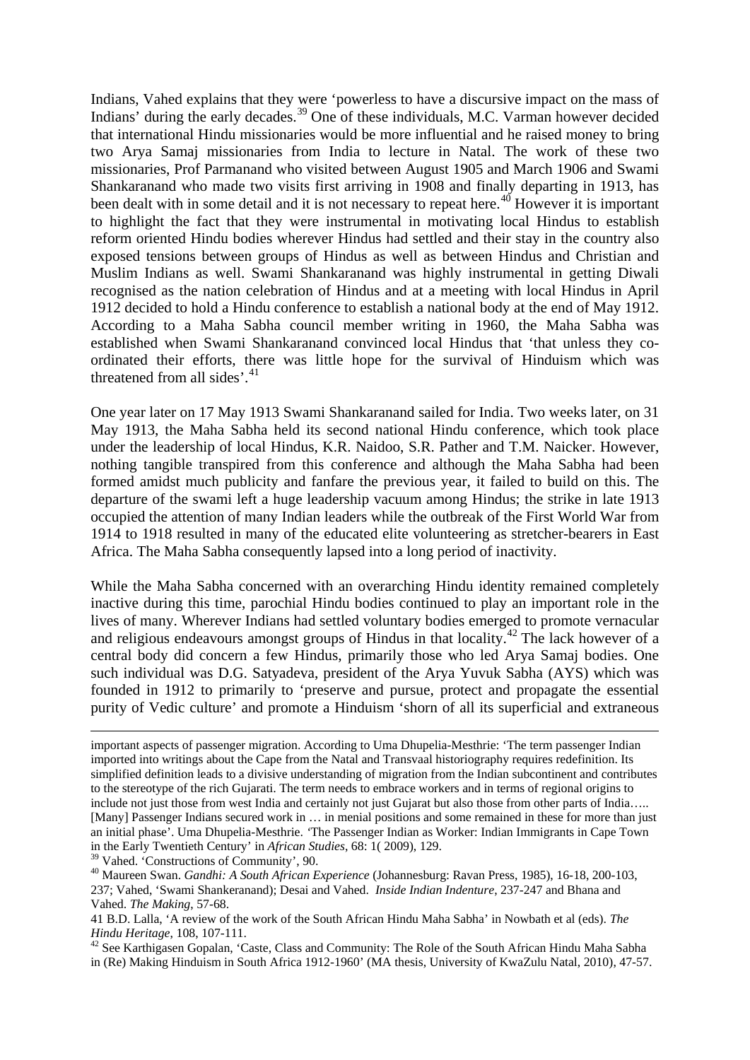Indians, Vahed explains that they were 'powerless to have a discursive impact on the mass of Indians' during the early decades.[39] One of these individuals, M.C. Varman however decided that international Hindu missionaries would be more influential and he raised money to bring two Arya Samaj missionaries from India to lecture in Natal. The work of these two missionaries, Prof Parmanand who visited between August 1905 and March 1906 and Swami Shankaranand who made two visits first arriving in 1908 and finally departing in 1913, has been dealt with in some detail and it is not necessary to repeat here.[40] However it is important to highlight the fact that they were instrumental in motivating local Hindus to establish reform oriented Hindu bodies wherever Hindus had settled and their stay in the country also exposed tensions between groups of Hindus as well as between Hindus and Christian and Muslim Indians as well. Swami Shankaranand was highly instrumental in getting Diwali recognised as the nation celebration of Hindus and at a meeting with local Hindus in April 1912 decided to hold a Hindu conference to establish a national body at the end of May 1912. According to a Maha Sabha council member writing in 1960, the Maha Sabha was established when Swami Shankaranand convinced local Hindus that 'that unless they co-ordinated their efforts, there was little hope for the survival of Hinduism which was threatened from all sides'.[41]

One year later on 17 May 1913 Swami Shankaranand sailed for India. Two weeks later, on 31 May 1913, the Maha Sabha held its second national Hindu conference, which took place under the leadership of local Hindus, K.R. Naidoo, S.R. Pather and T.M. Naicker. However, nothing tangible transpired from this conference and although the Maha Sabha had been formed amidst much publicity and fanfare the previous year, it failed to build on this. The departure of the swami left a huge leadership vacuum among Hindus; the strike in late 1913 occupied the attention of many Indian leaders while the outbreak of the First World War from 1914 to 1918 resulted in many of the educated elite volunteering as stretcher-bearers in East Africa. The Maha Sabha consequently lapsed into a long period of inactivity.

While the Maha Sabha concerned with an overarching Hindu identity remained completely inactive during this time, parochial Hindu bodies continued to play an important role in the lives of many. Wherever Indians had settled voluntary bodies emerged to promote vernacular and religious endeavours amongst groups of Hindus in that locality.[42] The lack however of a central body did concern a few Hindus, primarily those who led Arya Samaj bodies. One such individual was D.G. Satyadeva, president of the Arya Yuvuk Sabha (AYS) which was founded in 1912 to primarily to 'preserve and pursue, protect and propagate the essential purity of Vedic culture' and promote a Hinduism 'shorn of all its superficial and extraneous

---

important aspects of passenger migration. According to Uma Dhupelia-Mesthrie: 'The term passenger Indian imported into writings about the Cape from the Natal and Transvaal historiography requires redefinition. Its simplified definition leads to a divisive understanding of migration from the Indian subcontinent and contributes to the stereotype of the rich Gujarati. The term needs to embrace workers and in terms of regional origins to include not just those from west India and certainly not just Gujarat but also those from other parts of India….. [Many] Passenger Indians secured work in … in menial positions and some remained in these for more than just an initial phase'. Uma Dhupelia-Mesthrie. 'The Passenger Indian as Worker: Indian Immigrants in Cape Town in the Early Twentieth Century' in *African Studies*, 68: 1( 2009), 129.

[39] Vahed. 'Constructions of Community', 90.

[40] Maureen Swan. *Gandhi: A South African Experience* (Johannesburg: Ravan Press, 1985), 16-18, 200-103, 237; Vahed, 'Swami Shankeranand); Desai and Vahed. *Inside Indian Indenture*, 237-247 and Bhana and Vahed. *The Making*, 57-68.

41 B.D. Lalla, 'A review of the work of the South African Hindu Maha Sabha' in Nowbath et al (eds). *The Hindu Heritage*, 108, 107-111.

[42] See Karthigasen Gopalan, 'Caste, Class and Community: The Role of the South African Hindu Maha Sabha in (Re) Making Hinduism in South Africa 1912-1960' (MA thesis, University of KwaZulu Natal, 2010), 47-57.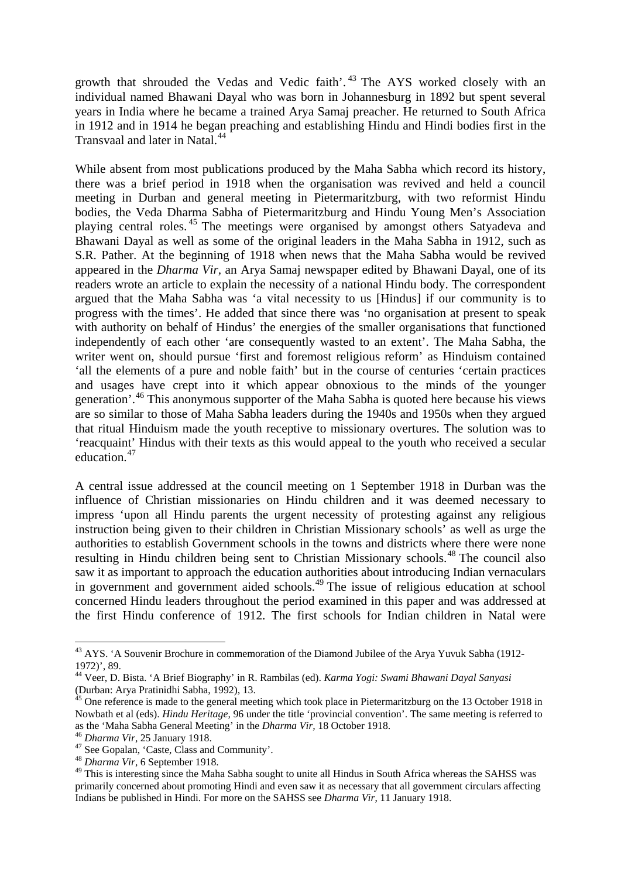growth that shrouded the Vedas and Vedic faith'.[43] The AYS worked closely with an individual named Bhawani Dayal who was born in Johannesburg in 1892 but spent several years in India where he became a trained Arya Samaj preacher. He returned to South Africa in 1912 and in 1914 he began preaching and establishing Hindu and Hindi bodies first in the Transvaal and later in Natal.[44]

While absent from most publications produced by the Maha Sabha which record its history, there was a brief period in 1918 when the organisation was revived and held a council meeting in Durban and general meeting in Pietermaritzburg, with two reformist Hindu bodies, the Veda Dharma Sabha of Pietermaritzburg and Hindu Young Men's Association playing central roles.[45] The meetings were organised by amongst others Satyadeva and Bhawani Dayal as well as some of the original leaders in the Maha Sabha in 1912, such as S.R. Pather. At the beginning of 1918 when news that the Maha Sabha would be revived appeared in the *Dharma Vir*, an Arya Samaj newspaper edited by Bhawani Dayal, one of its readers wrote an article to explain the necessity of a national Hindu body. The correspondent argued that the Maha Sabha was 'a vital necessity to us [Hindus] if our community is to progress with the times'. He added that since there was 'no organisation at present to speak with authority on behalf of Hindus' the energies of the smaller organisations that functioned independently of each other 'are consequently wasted to an extent'. The Maha Sabha, the writer went on, should pursue 'first and foremost religious reform' as Hinduism contained 'all the elements of a pure and noble faith' but in the course of centuries 'certain practices and usages have crept into it which appear obnoxious to the minds of the younger generation'.[46] This anonymous supporter of the Maha Sabha is quoted here because his views are so similar to those of Maha Sabha leaders during the 1940s and 1950s when they argued that ritual Hinduism made the youth receptive to missionary overtures. The solution was to 'reacquaint' Hindus with their texts as this would appeal to the youth who received a secular education.[47]

A central issue addressed at the council meeting on 1 September 1918 in Durban was the influence of Christian missionaries on Hindu children and it was deemed necessary to impress 'upon all Hindu parents the urgent necessity of protesting against any religious instruction being given to their children in Christian Missionary schools' as well as urge the authorities to establish Government schools in the towns and districts where there were none resulting in Hindu children being sent to Christian Missionary schools.[48] The council also saw it as important to approach the education authorities about introducing Indian vernaculars in government and government aided schools.[49] The issue of religious education at school concerned Hindu leaders throughout the period examined in this paper and was addressed at the first Hindu conference of 1912. The first schools for Indian children in Natal were

---

[43] AYS. 'A Souvenir Brochure in commemoration of the Diamond Jubilee of the Arya Yuvuk Sabha (1912-1972)', 89.

[44] Veer, D. Bista. 'A Brief Biography' in R. Rambilas (ed). *Karma Yogi: Swami Bhawani Dayal Sanyasi* (Durban: Arya Pratinidhi Sabha, 1992), 13.

[45] One reference is made to the general meeting which took place in Pietermaritzburg on the 13 October 1918 in Nowbath et al (eds). *Hindu Heritage,* 96 under the title 'provincial convention'. The same meeting is referred to as the 'Maha Sabha General Meeting' in the *Dharma Vir*, 18 October 1918.

[46] *Dharma Vir*, 25 January 1918.

[47] See Gopalan, 'Caste, Class and Community'.

[48] *Dharma Vir*, 6 September 1918.

[49] This is interesting since the Maha Sabha sought to unite all Hindus in South Africa whereas the SAHSS was primarily concerned about promoting Hindi and even saw it as necessary that all government circulars affecting Indians be published in Hindi. For more on the SAHSS see *Dharma Vir*, 11 January 1918.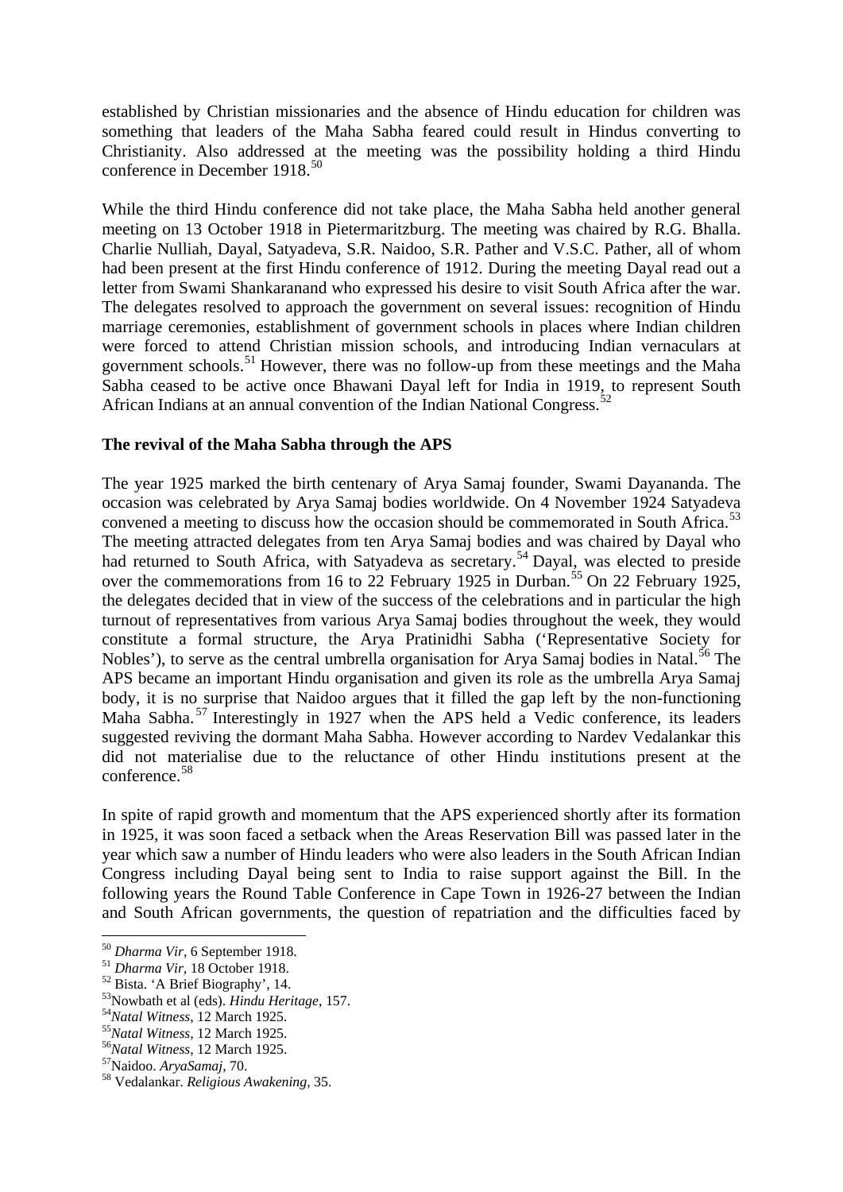established by Christian missionaries and the absence of Hindu education for children was something that leaders of the Maha Sabha feared could result in Hindus converting to Christianity. Also addressed at the meeting was the possibility holding a third Hindu conference in December 1918.[50]

While the third Hindu conference did not take place, the Maha Sabha held another general meeting on 13 October 1918 in Pietermaritzburg. The meeting was chaired by R.G. Bhalla. Charlie Nulliah, Dayal, Satyadeva, S.R. Naidoo, S.R. Pather and V.S.C. Pather, all of whom had been present at the first Hindu conference of 1912. During the meeting Dayal read out a letter from Swami Shankaranand who expressed his desire to visit South Africa after the war. The delegates resolved to approach the government on several issues: recognition of Hindu marriage ceremonies, establishment of government schools in places where Indian children were forced to attend Christian mission schools, and introducing Indian vernaculars at government schools.[51] However, there was no follow-up from these meetings and the Maha Sabha ceased to be active once Bhawani Dayal left for India in 1919, to represent South African Indians at an annual convention of the Indian National Congress.[52]

**The revival of the Maha Sabha through the APS**

The year 1925 marked the birth centenary of Arya Samaj founder, Swami Dayananda. The occasion was celebrated by Arya Samaj bodies worldwide. On 4 November 1924 Satyadeva convened a meeting to discuss how the occasion should be commemorated in South Africa.[53] The meeting attracted delegates from ten Arya Samaj bodies and was chaired by Dayal who had returned to South Africa, with Satyadeva as secretary.[54] Dayal, was elected to preside over the commemorations from 16 to 22 February 1925 in Durban.[55] On 22 February 1925, the delegates decided that in view of the success of the celebrations and in particular the high turnout of representatives from various Arya Samaj bodies throughout the week, they would constitute a formal structure, the Arya Pratinidhi Sabha ('Representative Society for Nobles'), to serve as the central umbrella organisation for Arya Samaj bodies in Natal.[56] The APS became an important Hindu organisation and given its role as the umbrella Arya Samaj body, it is no surprise that Naidoo argues that it filled the gap left by the non-functioning Maha Sabha.[57] Interestingly in 1927 when the APS held a Vedic conference, its leaders suggested reviving the dormant Maha Sabha. However according to Nardev Vedalankar this did not materialise due to the reluctance of other Hindu institutions present at the conference.[58]

In spite of rapid growth and momentum that the APS experienced shortly after its formation in 1925, it was soon faced a setback when the Areas Reservation Bill was passed later in the year which saw a number of Hindu leaders who were also leaders in the South African Indian Congress including Dayal being sent to India to raise support against the Bill. In the following years the Round Table Conference in Cape Town in 1926-27 between the Indian and South African governments, the question of repatriation and the difficulties faced by

---

[50] *Dharma Vir*, 6 September 1918.
[51] *Dharma Vir*, 18 October 1918.
[52] Bista. 'A Brief Biography', 14.
[53] Nowbath et al (eds). *Hindu Heritage*, 157.
[54] *Natal Witness*, 12 March 1925.
[55] *Natal Witness*, 12 March 1925.
[56] *Natal Witness*, 12 March 1925.
[57] Naidoo. *AryaSamaj*, 70.
[58] Vedalankar. *Religious Awakening*, 35.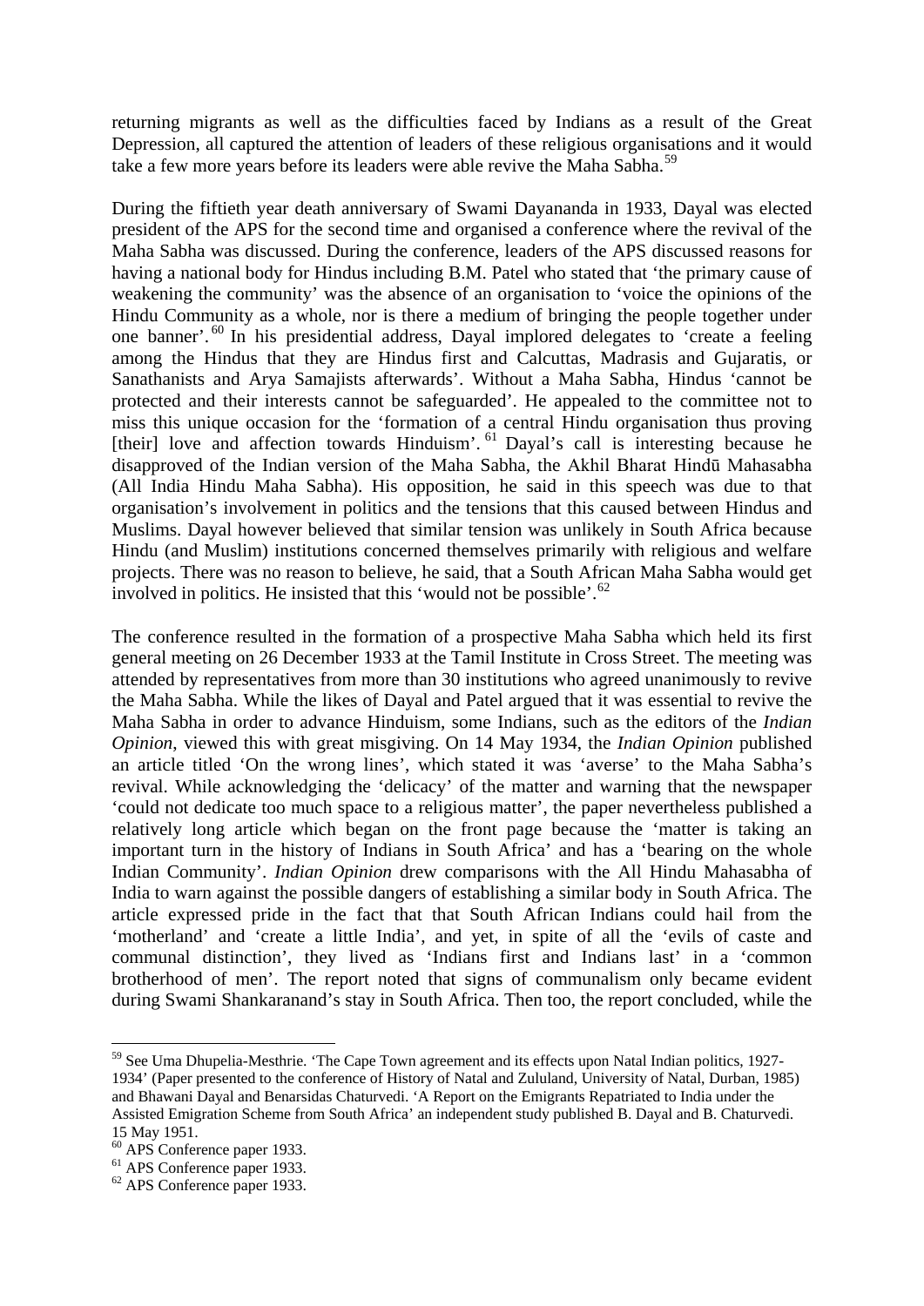returning migrants as well as the difficulties faced by Indians as a result of the Great Depression, all captured the attention of leaders of these religious organisations and it would take a few more years before its leaders were able revive the Maha Sabha.[59]

During the fiftieth year death anniversary of Swami Dayananda in 1933, Dayal was elected president of the APS for the second time and organised a conference where the revival of the Maha Sabha was discussed. During the conference, leaders of the APS discussed reasons for having a national body for Hindus including B.M. Patel who stated that 'the primary cause of weakening the community' was the absence of an organisation to 'voice the opinions of the Hindu Community as a whole, nor is there a medium of bringing the people together under one banner'.[60] In his presidential address, Dayal implored delegates to 'create a feeling among the Hindus that they are Hindus first and Calcuttas, Madrasis and Gujaratis, or Sanathanists and Arya Samajists afterwards'. Without a Maha Sabha, Hindus 'cannot be protected and their interests cannot be safeguarded'. He appealed to the committee not to miss this unique occasion for the 'formation of a central Hindu organisation thus proving [their] love and affection towards Hinduism'.[61] Dayal's call is interesting because he disapproved of the Indian version of the Maha Sabha, the Akhil Bharat Hindū Mahasabha (All India Hindu Maha Sabha). His opposition, he said in this speech was due to that organisation's involvement in politics and the tensions that this caused between Hindus and Muslims. Dayal however believed that similar tension was unlikely in South Africa because Hindu (and Muslim) institutions concerned themselves primarily with religious and welfare projects. There was no reason to believe, he said, that a South African Maha Sabha would get involved in politics. He insisted that this 'would not be possible'.[62]

The conference resulted in the formation of a prospective Maha Sabha which held its first general meeting on 26 December 1933 at the Tamil Institute in Cross Street. The meeting was attended by representatives from more than 30 institutions who agreed unanimously to revive the Maha Sabha. While the likes of Dayal and Patel argued that it was essential to revive the Maha Sabha in order to advance Hinduism, some Indians, such as the editors of the *Indian Opinion*, viewed this with great misgiving. On 14 May 1934, the *Indian Opinion* published an article titled 'On the wrong lines', which stated it was 'averse' to the Maha Sabha's revival. While acknowledging the 'delicacy' of the matter and warning that the newspaper 'could not dedicate too much space to a religious matter', the paper nevertheless published a relatively long article which began on the front page because the 'matter is taking an important turn in the history of Indians in South Africa' and has a 'bearing on the whole Indian Community'. *Indian Opinion* drew comparisons with the All Hindu Mahasabha of India to warn against the possible dangers of establishing a similar body in South Africa. The article expressed pride in the fact that that South African Indians could hail from the 'motherland' and 'create a little India', and yet, in spite of all the 'evils of caste and communal distinction', they lived as 'Indians first and Indians last' in a 'common brotherhood of men'. The report noted that signs of communalism only became evident during Swami Shankaranand's stay in South Africa. Then too, the report concluded, while the

---

[59] See Uma Dhupelia-Mesthrie. 'The Cape Town agreement and its effects upon Natal Indian politics, 1927-1934' (Paper presented to the conference of History of Natal and Zululand, University of Natal, Durban, 1985) and Bhawani Dayal and Benarsidas Chaturvedi. 'A Report on the Emigrants Repatriated to India under the Assisted Emigration Scheme from South Africa' an independent study published B. Dayal and B. Chaturvedi. 15 May 1951.

[60] APS Conference paper 1933.

[61] APS Conference paper 1933.

[62] APS Conference paper 1933.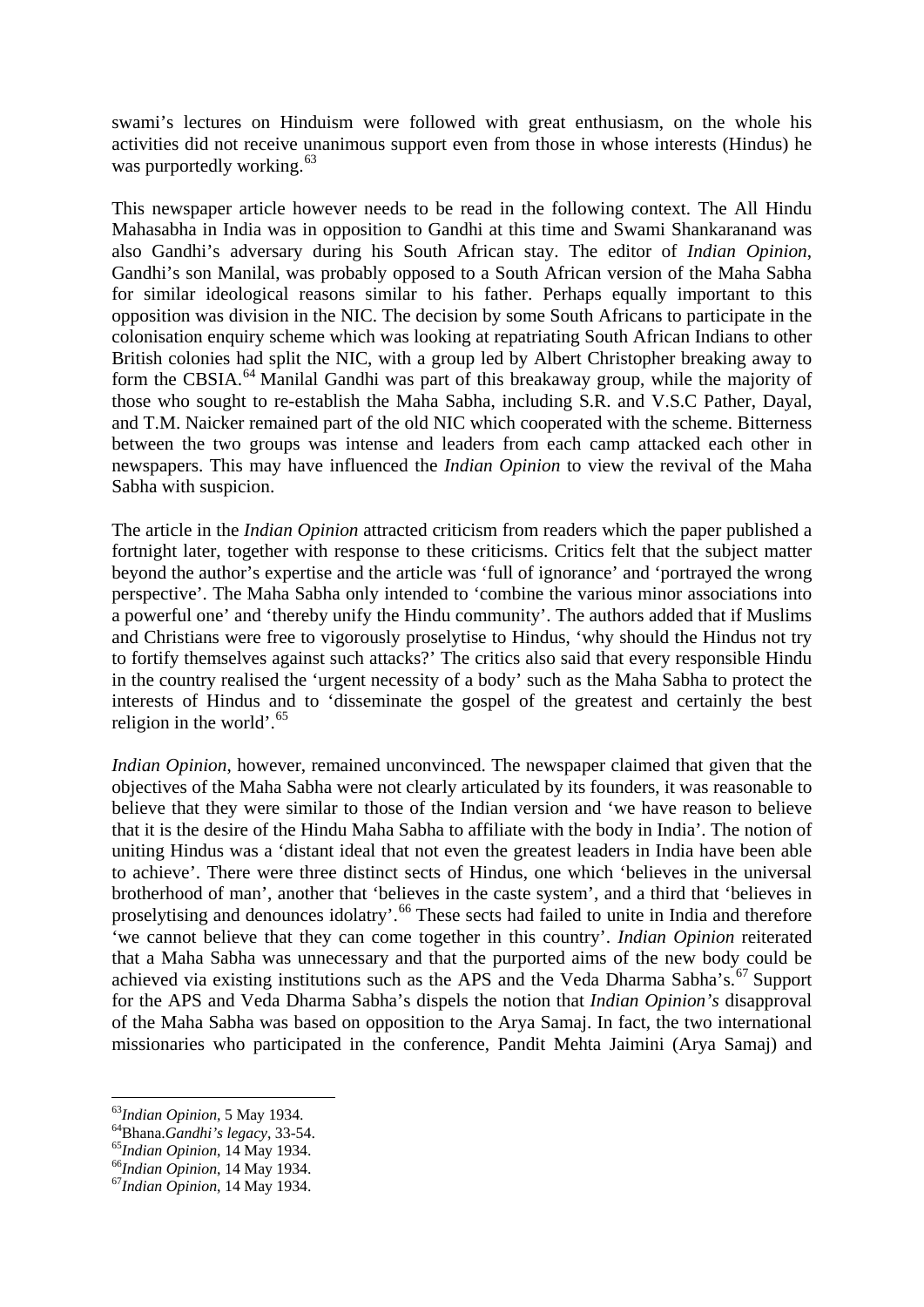swami's lectures on Hinduism were followed with great enthusiasm, on the whole his activities did not receive unanimous support even from those in whose interests (Hindus) he was purportedly working.[63]

This newspaper article however needs to be read in the following context. The All Hindu Mahasabha in India was in opposition to Gandhi at this time and Swami Shankaranand was also Gandhi's adversary during his South African stay. The editor of *Indian Opinion*, Gandhi's son Manilal, was probably opposed to a South African version of the Maha Sabha for similar ideological reasons similar to his father. Perhaps equally important to this opposition was division in the NIC. The decision by some South Africans to participate in the colonisation enquiry scheme which was looking at repatriating South African Indians to other British colonies had split the NIC, with a group led by Albert Christopher breaking away to form the CBSIA.[64] Manilal Gandhi was part of this breakaway group, while the majority of those who sought to re-establish the Maha Sabha, including S.R. and V.S.C Pather, Dayal, and T.M. Naicker remained part of the old NIC which cooperated with the scheme. Bitterness between the two groups was intense and leaders from each camp attacked each other in newspapers. This may have influenced the *Indian Opinion* to view the revival of the Maha Sabha with suspicion.

The article in the *Indian Opinion* attracted criticism from readers which the paper published a fortnight later, together with response to these criticisms. Critics felt that the subject matter beyond the author's expertise and the article was 'full of ignorance' and 'portrayed the wrong perspective'. The Maha Sabha only intended to 'combine the various minor associations into a powerful one' and 'thereby unify the Hindu community'. The authors added that if Muslims and Christians were free to vigorously proselytise to Hindus, 'why should the Hindus not try to fortify themselves against such attacks?' The critics also said that every responsible Hindu in the country realised the 'urgent necessity of a body' such as the Maha Sabha to protect the interests of Hindus and to 'disseminate the gospel of the greatest and certainly the best religion in the world'.[65]

*Indian Opinion*, however, remained unconvinced. The newspaper claimed that given that the objectives of the Maha Sabha were not clearly articulated by its founders, it was reasonable to believe that they were similar to those of the Indian version and 'we have reason to believe that it is the desire of the Hindu Maha Sabha to affiliate with the body in India'. The notion of uniting Hindus was a 'distant ideal that not even the greatest leaders in India have been able to achieve'. There were three distinct sects of Hindus, one which 'believes in the universal brotherhood of man', another that 'believes in the caste system', and a third that 'believes in proselytising and denounces idolatry'.[66] These sects had failed to unite in India and therefore 'we cannot believe that they can come together in this country'. *Indian Opinion* reiterated that a Maha Sabha was unnecessary and that the purported aims of the new body could be achieved via existing institutions such as the APS and the Veda Dharma Sabha's.[67] Support for the APS and Veda Dharma Sabha's dispels the notion that *Indian Opinion's* disapproval of the Maha Sabha was based on opposition to the Arya Samaj. In fact, the two international missionaries who participated in the conference, Pandit Mehta Jaimini (Arya Samaj) and

[63]*Indian Opinion*, 5 May 1934.
[64]Bhana.*Gandhi's legacy*, 33-54.
[65]*Indian Opinion*, 14 May 1934.
[66]*Indian Opinion*, 14 May 1934.
[67]*Indian Opinion*, 14 May 1934.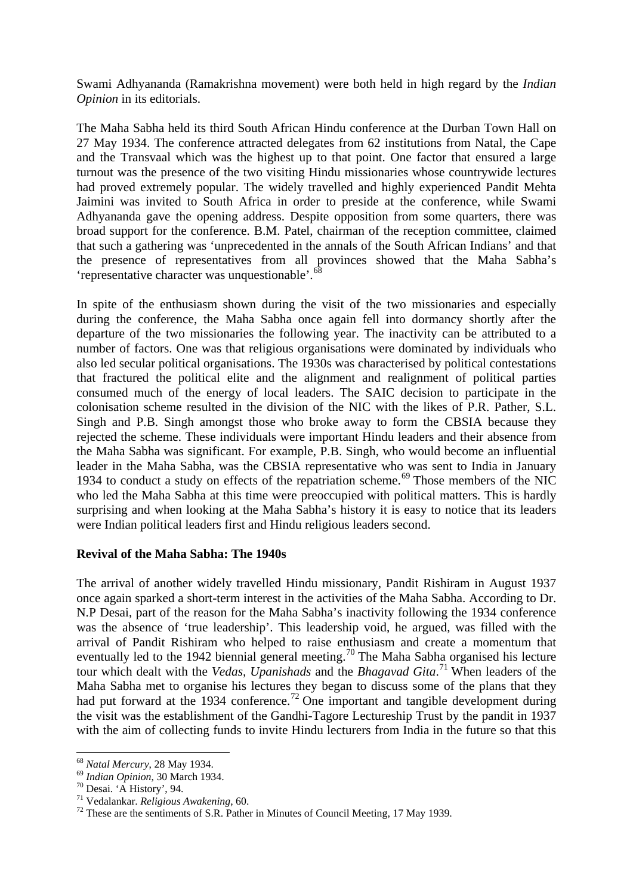Swami Adhyananda (Ramakrishna movement) were both held in high regard by the *Indian Opinion* in its editorials.

The Maha Sabha held its third South African Hindu conference at the Durban Town Hall on 27 May 1934. The conference attracted delegates from 62 institutions from Natal, the Cape and the Transvaal which was the highest up to that point. One factor that ensured a large turnout was the presence of the two visiting Hindu missionaries whose countrywide lectures had proved extremely popular. The widely travelled and highly experienced Pandit Mehta Jaimini was invited to South Africa in order to preside at the conference, while Swami Adhyananda gave the opening address. Despite opposition from some quarters, there was broad support for the conference. B.M. Patel, chairman of the reception committee, claimed that such a gathering was 'unprecedented in the annals of the South African Indians' and that the presence of representatives from all provinces showed that the Maha Sabha's 'representative character was unquestionable'.[68]

In spite of the enthusiasm shown during the visit of the two missionaries and especially during the conference, the Maha Sabha once again fell into dormancy shortly after the departure of the two missionaries the following year. The inactivity can be attributed to a number of factors. One was that religious organisations were dominated by individuals who also led secular political organisations. The 1930s was characterised by political contestations that fractured the political elite and the alignment and realignment of political parties consumed much of the energy of local leaders. The SAIC decision to participate in the colonisation scheme resulted in the division of the NIC with the likes of P.R. Pather, S.L. Singh and P.B. Singh amongst those who broke away to form the CBSIA because they rejected the scheme. These individuals were important Hindu leaders and their absence from the Maha Sabha was significant. For example, P.B. Singh, who would become an influential leader in the Maha Sabha, was the CBSIA representative who was sent to India in January 1934 to conduct a study on effects of the repatriation scheme.[69] Those members of the NIC who led the Maha Sabha at this time were preoccupied with political matters. This is hardly surprising and when looking at the Maha Sabha's history it is easy to notice that its leaders were Indian political leaders first and Hindu religious leaders second.

**Revival of the Maha Sabha: The 1940s**

The arrival of another widely travelled Hindu missionary, Pandit Rishiram in August 1937 once again sparked a short-term interest in the activities of the Maha Sabha. According to Dr. N.P Desai, part of the reason for the Maha Sabha's inactivity following the 1934 conference was the absence of 'true leadership'. This leadership void, he argued, was filled with the arrival of Pandit Rishiram who helped to raise enthusiasm and create a momentum that eventually led to the 1942 biennial general meeting.[70] The Maha Sabha organised his lecture tour which dealt with the *Vedas*, *Upanishads* and the *Bhagavad Gita*.[71] When leaders of the Maha Sabha met to organise his lectures they began to discuss some of the plans that they had put forward at the 1934 conference.[72] One important and tangible development during the visit was the establishment of the Gandhi-Tagore Lectureship Trust by the pandit in 1937 with the aim of collecting funds to invite Hindu lecturers from India in the future so that this

[68] *Natal Mercury*, 28 May 1934.
[69] *Indian Opinion*, 30 March 1934.
[70] Desai. 'A History', 94.
[71] Vedalankar. *Religious Awakening*, 60.
[72] These are the sentiments of S.R. Pather in Minutes of Council Meeting, 17 May 1939.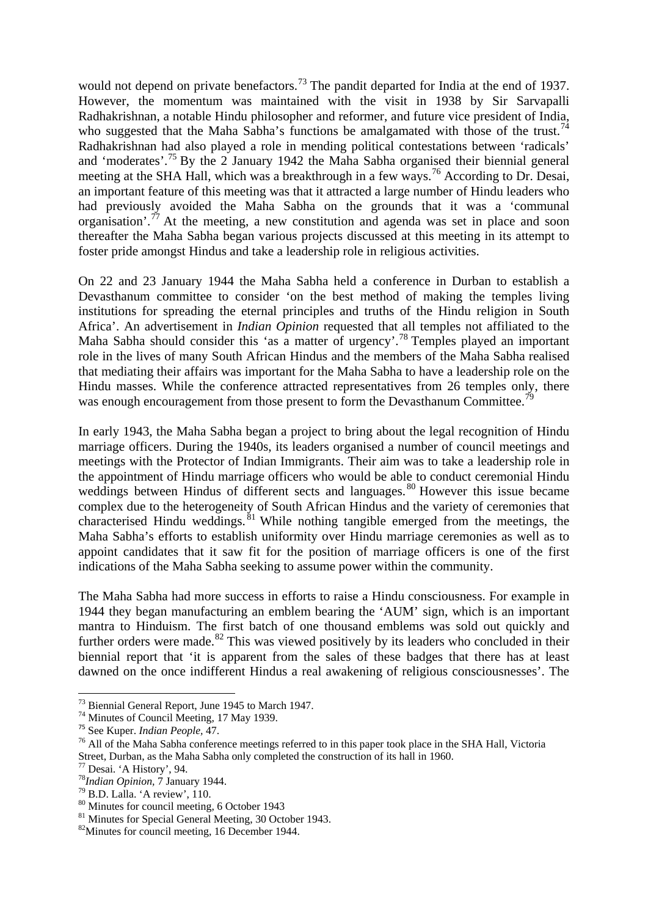would not depend on private benefactors.[73] The pandit departed for India at the end of 1937. However, the momentum was maintained with the visit in 1938 by Sir Sarvapalli Radhakrishnan, a notable Hindu philosopher and reformer, and future vice president of India, who suggested that the Maha Sabha's functions be amalgamated with those of the trust.[74] Radhakrishnan had also played a role in mending political contestations between 'radicals' and 'moderates'.[75] By the 2 January 1942 the Maha Sabha organised their biennial general meeting at the SHA Hall, which was a breakthrough in a few ways.[76] According to Dr. Desai, an important feature of this meeting was that it attracted a large number of Hindu leaders who had previously avoided the Maha Sabha on the grounds that it was a 'communal organisation'.[77] At the meeting, a new constitution and agenda was set in place and soon thereafter the Maha Sabha began various projects discussed at this meeting in its attempt to foster pride amongst Hindus and take a leadership role in religious activities.

On 22 and 23 January 1944 the Maha Sabha held a conference in Durban to establish a Devasthanum committee to consider 'on the best method of making the temples living institutions for spreading the eternal principles and truths of the Hindu religion in South Africa'. An advertisement in *Indian Opinion* requested that all temples not affiliated to the Maha Sabha should consider this 'as a matter of urgency'.[78] Temples played an important role in the lives of many South African Hindus and the members of the Maha Sabha realised that mediating their affairs was important for the Maha Sabha to have a leadership role on the Hindu masses. While the conference attracted representatives from 26 temples only, there was enough encouragement from those present to form the Devasthanum Committee.[79]

In early 1943, the Maha Sabha began a project to bring about the legal recognition of Hindu marriage officers. During the 1940s, its leaders organised a number of council meetings and meetings with the Protector of Indian Immigrants. Their aim was to take a leadership role in the appointment of Hindu marriage officers who would be able to conduct ceremonial Hindu weddings between Hindus of different sects and languages.[80] However this issue became complex due to the heterogeneity of South African Hindus and the variety of ceremonies that characterised Hindu weddings.[81] While nothing tangible emerged from the meetings, the Maha Sabha's efforts to establish uniformity over Hindu marriage ceremonies as well as to appoint candidates that it saw fit for the position of marriage officers is one of the first indications of the Maha Sabha seeking to assume power within the community.

The Maha Sabha had more success in efforts to raise a Hindu consciousness. For example in 1944 they began manufacturing an emblem bearing the 'AUM' sign, which is an important mantra to Hinduism. The first batch of one thousand emblems was sold out quickly and further orders were made.[82] This was viewed positively by its leaders who concluded in their biennial report that 'it is apparent from the sales of these badges that there has at least dawned on the once indifferent Hindus a real awakening of religious consciousnesses'. The

---

[73] Biennial General Report, June 1945 to March 1947.
[74] Minutes of Council Meeting, 17 May 1939.
[75] See Kuper. *Indian People*, 47.
[76] All of the Maha Sabha conference meetings referred to in this paper took place in the SHA Hall, Victoria Street, Durban, as the Maha Sabha only completed the construction of its hall in 1960.
[77] Desai. 'A History', 94.
[78] *Indian Opinion*, 7 January 1944.
[79] B.D. Lalla. 'A review', 110.
[80] Minutes for council meeting, 6 October 1943
[81] Minutes for Special General Meeting, 30 October 1943.
[82] Minutes for council meeting, 16 December 1944.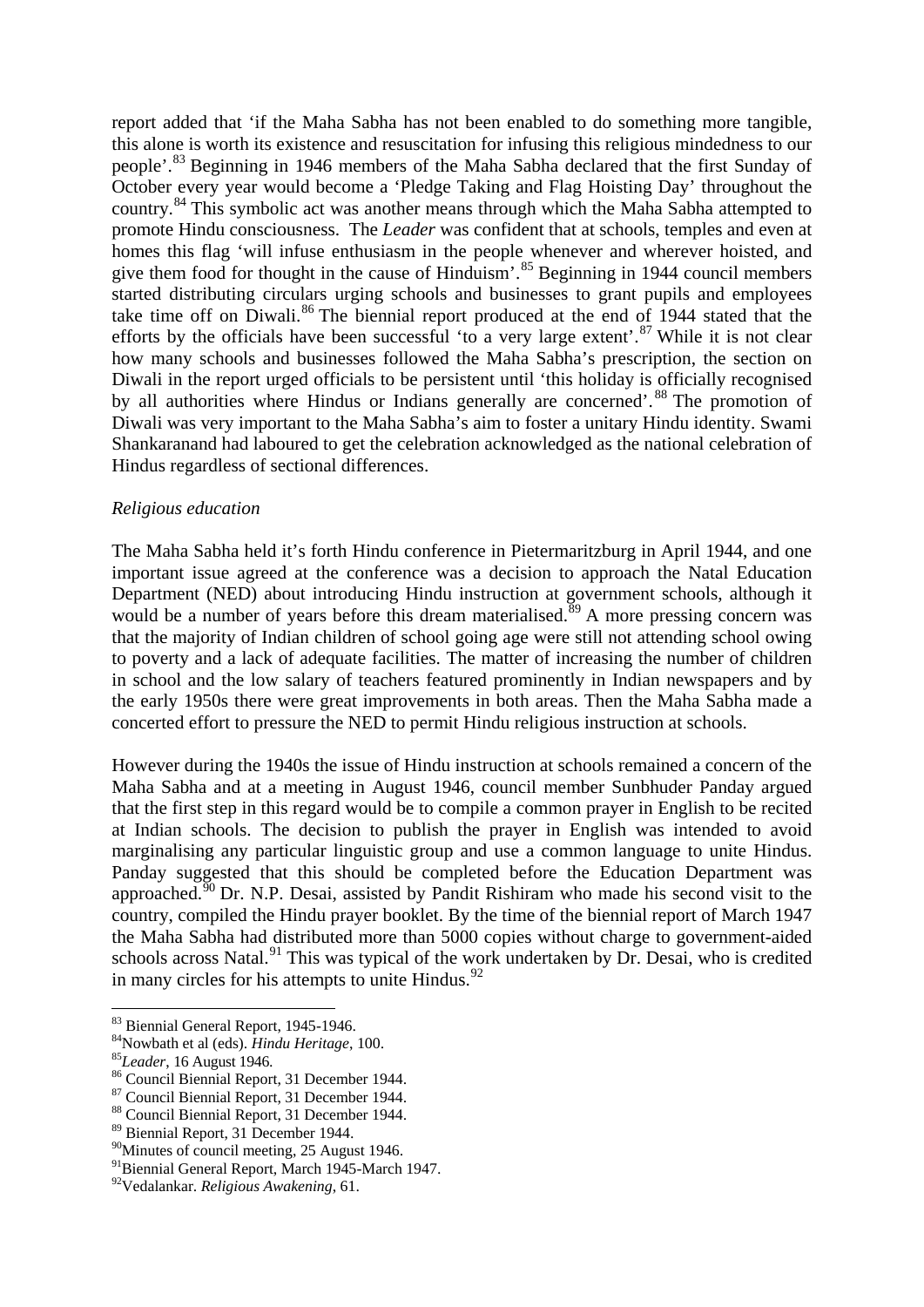report added that 'if the Maha Sabha has not been enabled to do something more tangible, this alone is worth its existence and resuscitation for infusing this religious mindedness to our people'.[83] Beginning in 1946 members of the Maha Sabha declared that the first Sunday of October every year would become a 'Pledge Taking and Flag Hoisting Day' throughout the country.[84] This symbolic act was another means through which the Maha Sabha attempted to promote Hindu consciousness. The *Leader* was confident that at schools, temples and even at homes this flag 'will infuse enthusiasm in the people whenever and wherever hoisted, and give them food for thought in the cause of Hinduism'.[85] Beginning in 1944 council members started distributing circulars urging schools and businesses to grant pupils and employees take time off on Diwali.[86] The biennial report produced at the end of 1944 stated that the efforts by the officials have been successful 'to a very large extent'.[87] While it is not clear how many schools and businesses followed the Maha Sabha's prescription, the section on Diwali in the report urged officials to be persistent until 'this holiday is officially recognised by all authorities where Hindus or Indians generally are concerned'.[88] The promotion of Diwali was very important to the Maha Sabha's aim to foster a unitary Hindu identity. Swami Shankaranand had laboured to get the celebration acknowledged as the national celebration of Hindus regardless of sectional differences.

*Religious education*

The Maha Sabha held it's forth Hindu conference in Pietermaritzburg in April 1944, and one important issue agreed at the conference was a decision to approach the Natal Education Department (NED) about introducing Hindu instruction at government schools, although it would be a number of years before this dream materialised.[89] A more pressing concern was that the majority of Indian children of school going age were still not attending school owing to poverty and a lack of adequate facilities. The matter of increasing the number of children in school and the low salary of teachers featured prominently in Indian newspapers and by the early 1950s there were great improvements in both areas. Then the Maha Sabha made a concerted effort to pressure the NED to permit Hindu religious instruction at schools.

However during the 1940s the issue of Hindu instruction at schools remained a concern of the Maha Sabha and at a meeting in August 1946, council member Sunbhuder Panday argued that the first step in this regard would be to compile a common prayer in English to be recited at Indian schools. The decision to publish the prayer in English was intended to avoid marginalising any particular linguistic group and use a common language to unite Hindus. Panday suggested that this should be completed before the Education Department was approached.[90] Dr. N.P. Desai, assisted by Pandit Rishiram who made his second visit to the country, compiled the Hindu prayer booklet. By the time of the biennial report of March 1947 the Maha Sabha had distributed more than 5000 copies without charge to government-aided schools across Natal.[91] This was typical of the work undertaken by Dr. Desai, who is credited in many circles for his attempts to unite Hindus.[92]

---

[83] Biennial General Report, 1945-1946.
[84] Nowbath et al (eds). *Hindu Heritage*, 100.
[85] *Leader*, 16 August 1946.
[86] Council Biennial Report, 31 December 1944.
[87] Council Biennial Report, 31 December 1944.
[88] Council Biennial Report, 31 December 1944.
[89] Biennial Report, 31 December 1944.
[90] Minutes of council meeting, 25 August 1946.
[91] Biennial General Report, March 1945-March 1947.
[92] Vedalankar. *Religious Awakening*, 61.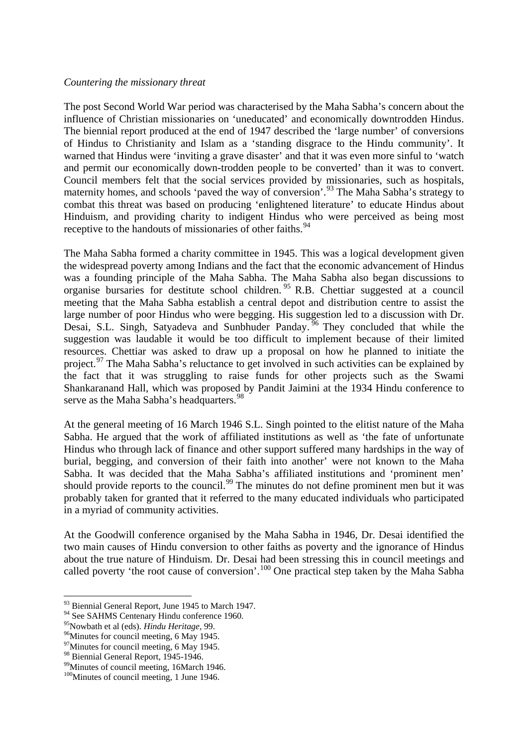*Countering the missionary threat*

The post Second World War period was characterised by the Maha Sabha's concern about the influence of Christian missionaries on 'uneducated' and economically downtrodden Hindus. The biennial report produced at the end of 1947 described the 'large number' of conversions of Hindus to Christianity and Islam as a 'standing disgrace to the Hindu community'. It warned that Hindus were 'inviting a grave disaster' and that it was even more sinful to 'watch and permit our economically down-trodden people to be converted' than it was to convert. Council members felt that the social services provided by missionaries, such as hospitals, maternity homes, and schools 'paved the way of conversion'.[93] The Maha Sabha's strategy to combat this threat was based on producing 'enlightened literature' to educate Hindus about Hinduism, and providing charity to indigent Hindus who were perceived as being most receptive to the handouts of missionaries of other faiths.[94]

The Maha Sabha formed a charity committee in 1945. This was a logical development given the widespread poverty among Indians and the fact that the economic advancement of Hindus was a founding principle of the Maha Sabha. The Maha Sabha also began discussions to organise bursaries for destitute school children.[95] R.B. Chettiar suggested at a council meeting that the Maha Sabha establish a central depot and distribution centre to assist the large number of poor Hindus who were begging. His suggestion led to a discussion with Dr. Desai, S.L. Singh, Satyadeva and Sunbhuder Panday.[96] They concluded that while the suggestion was laudable it would be too difficult to implement because of their limited resources. Chettiar was asked to draw up a proposal on how he planned to initiate the project.[97] The Maha Sabha's reluctance to get involved in such activities can be explained by the fact that it was struggling to raise funds for other projects such as the Swami Shankaranand Hall, which was proposed by Pandit Jaimini at the 1934 Hindu conference to serve as the Maha Sabha's headquarters.[98]

At the general meeting of 16 March 1946 S.L. Singh pointed to the elitist nature of the Maha Sabha. He argued that the work of affiliated institutions as well as 'the fate of unfortunate Hindus who through lack of finance and other support suffered many hardships in the way of burial, begging, and conversion of their faith into another' were not known to the Maha Sabha. It was decided that the Maha Sabha's affiliated institutions and 'prominent men' should provide reports to the council.[99] The minutes do not define prominent men but it was probably taken for granted that it referred to the many educated individuals who participated in a myriad of community activities.

At the Goodwill conference organised by the Maha Sabha in 1946, Dr. Desai identified the two main causes of Hindu conversion to other faiths as poverty and the ignorance of Hindus about the true nature of Hinduism. Dr. Desai had been stressing this in council meetings and called poverty 'the root cause of conversion'.[100] One practical step taken by the Maha Sabha

---

[93] Biennial General Report, June 1945 to March 1947.

[94] See SAHMS Centenary Hindu conference 1960.

[95] Nowbath et al (eds). *Hindu Heritage*, 99.

[96] Minutes for council meeting, 6 May 1945.

[97] Minutes for council meeting, 6 May 1945.

[98] Biennial General Report, 1945-1946.

[99] Minutes of council meeting, 16March 1946.

[100] Minutes of council meeting, 1 June 1946.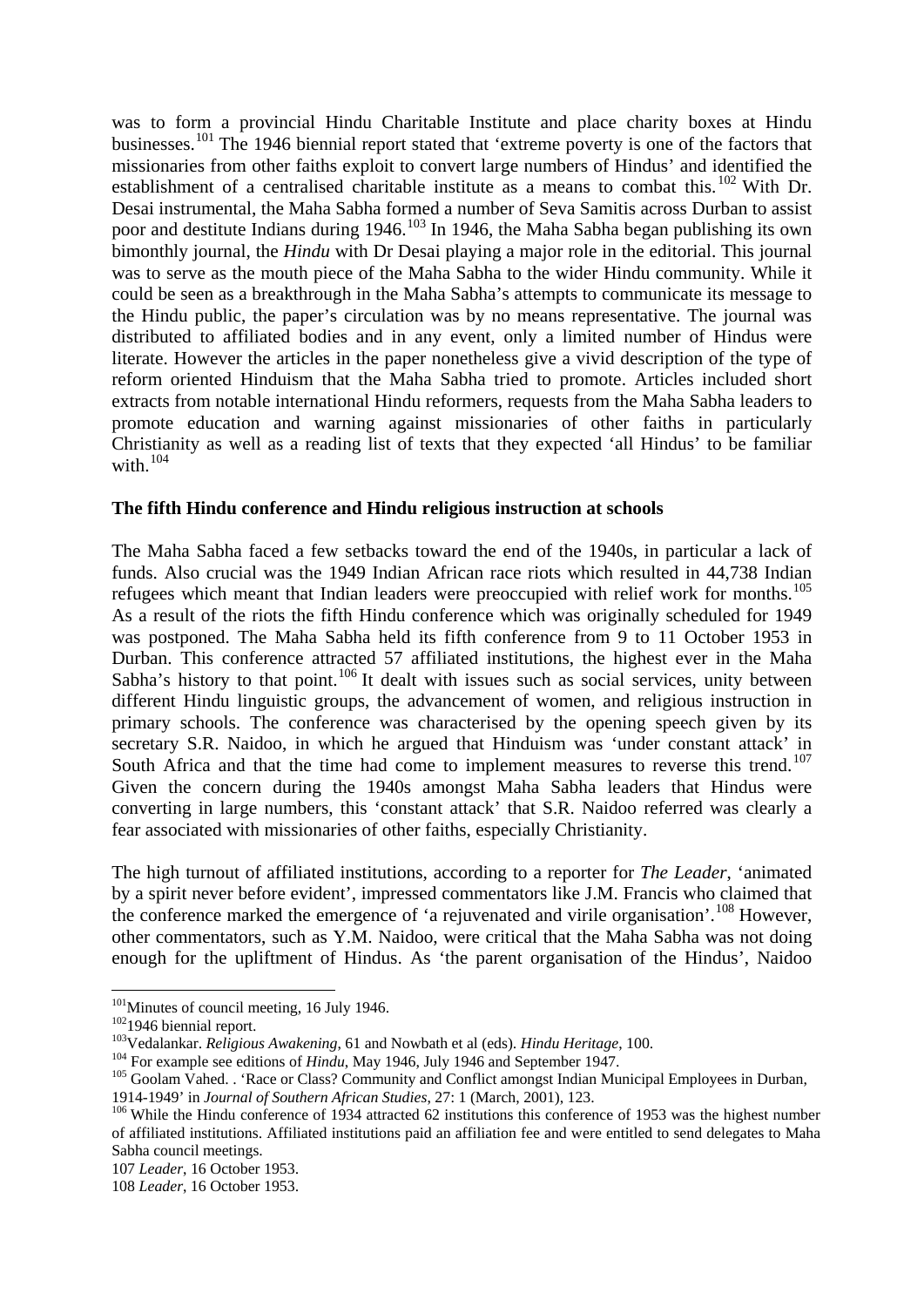was to form a provincial Hindu Charitable Institute and place charity boxes at Hindu businesses.[101] The 1946 biennial report stated that 'extreme poverty is one of the factors that missionaries from other faiths exploit to convert large numbers of Hindus' and identified the establishment of a centralised charitable institute as a means to combat this.[102] With Dr. Desai instrumental, the Maha Sabha formed a number of Seva Samitis across Durban to assist poor and destitute Indians during 1946.[103] In 1946, the Maha Sabha began publishing its own bimonthly journal, the *Hindu* with Dr Desai playing a major role in the editorial. This journal was to serve as the mouth piece of the Maha Sabha to the wider Hindu community. While it could be seen as a breakthrough in the Maha Sabha's attempts to communicate its message to the Hindu public, the paper's circulation was by no means representative. The journal was distributed to affiliated bodies and in any event, only a limited number of Hindus were literate. However the articles in the paper nonetheless give a vivid description of the type of reform oriented Hinduism that the Maha Sabha tried to promote. Articles included short extracts from notable international Hindu reformers, requests from the Maha Sabha leaders to promote education and warning against missionaries of other faiths in particularly Christianity as well as a reading list of texts that they expected 'all Hindus' to be familiar with.[104]

**The fifth Hindu conference and Hindu religious instruction at schools**

The Maha Sabha faced a few setbacks toward the end of the 1940s, in particular a lack of funds. Also crucial was the 1949 Indian African race riots which resulted in 44,738 Indian refugees which meant that Indian leaders were preoccupied with relief work for months.[105] As a result of the riots the fifth Hindu conference which was originally scheduled for 1949 was postponed. The Maha Sabha held its fifth conference from 9 to 11 October 1953 in Durban. This conference attracted 57 affiliated institutions, the highest ever in the Maha Sabha's history to that point.[106] It dealt with issues such as social services, unity between different Hindu linguistic groups, the advancement of women, and religious instruction in primary schools. The conference was characterised by the opening speech given by its secretary S.R. Naidoo, in which he argued that Hinduism was 'under constant attack' in South Africa and that the time had come to implement measures to reverse this trend.[107] Given the concern during the 1940s amongst Maha Sabha leaders that Hindus were converting in large numbers, this 'constant attack' that S.R. Naidoo referred was clearly a fear associated with missionaries of other faiths, especially Christianity.

The high turnout of affiliated institutions, according to a reporter for *The Leader*, 'animated by a spirit never before evident', impressed commentators like J.M. Francis who claimed that the conference marked the emergence of 'a rejuvenated and virile organisation'.[108] However, other commentators, such as Y.M. Naidoo, were critical that the Maha Sabha was not doing enough for the upliftment of Hindus. As 'the parent organisation of the Hindus', Naidoo

---

[101] Minutes of council meeting, 16 July 1946.

[102] 1946 biennial report.

[103] Vedalankar. *Religious Awakening*, 61 and Nowbath et al (eds). *Hindu Heritage*, 100.

[104] For example see editions of *Hindu*, May 1946, July 1946 and September 1947.

[105] Goolam Vahed. . 'Race or Class? Community and Conflict amongst Indian Municipal Employees in Durban, 1914-1949' in *Journal of Southern African Studies*, 27: 1 (March, 2001), 123.

[106] While the Hindu conference of 1934 attracted 62 institutions this conference of 1953 was the highest number of affiliated institutions. Affiliated institutions paid an affiliation fee and were entitled to send delegates to Maha Sabha council meetings.

107 *Leader*, 16 October 1953.

108 *Leader*, 16 October 1953.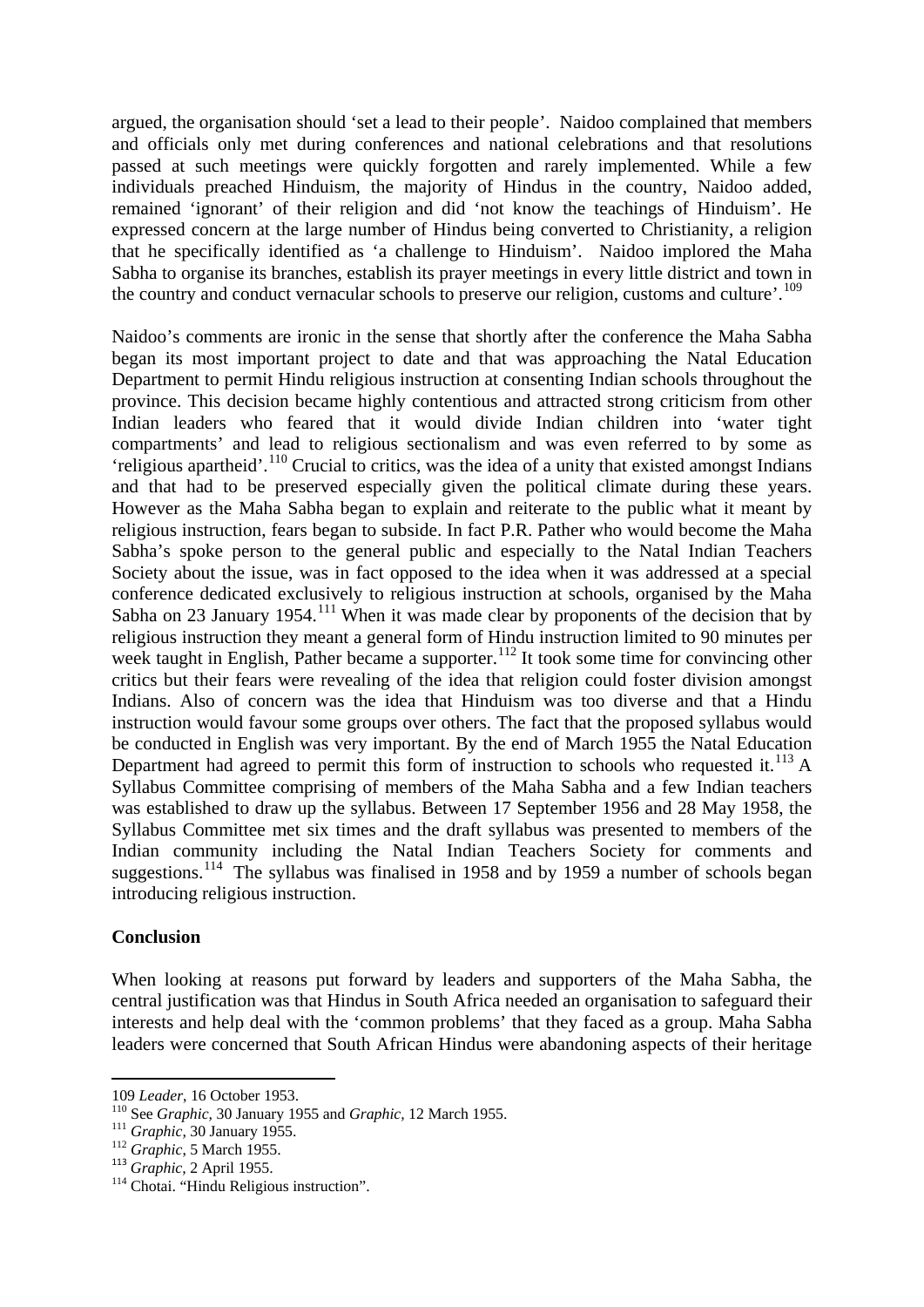argued, the organisation should 'set a lead to their people'. Naidoo complained that members and officials only met during conferences and national celebrations and that resolutions passed at such meetings were quickly forgotten and rarely implemented. While a few individuals preached Hinduism, the majority of Hindus in the country, Naidoo added, remained 'ignorant' of their religion and did 'not know the teachings of Hinduism'. He expressed concern at the large number of Hindus being converted to Christianity, a religion that he specifically identified as 'a challenge to Hinduism'. Naidoo implored the Maha Sabha to organise its branches, establish its prayer meetings in every little district and town in the country and conduct vernacular schools to preserve our religion, customs and culture'.[109]

Naidoo's comments are ironic in the sense that shortly after the conference the Maha Sabha began its most important project to date and that was approaching the Natal Education Department to permit Hindu religious instruction at consenting Indian schools throughout the province. This decision became highly contentious and attracted strong criticism from other Indian leaders who feared that it would divide Indian children into 'water tight compartments' and lead to religious sectionalism and was even referred to by some as 'religious apartheid'.[110] Crucial to critics, was the idea of a unity that existed amongst Indians and that had to be preserved especially given the political climate during these years. However as the Maha Sabha began to explain and reiterate to the public what it meant by religious instruction, fears began to subside. In fact P.R. Pather who would become the Maha Sabha's spoke person to the general public and especially to the Natal Indian Teachers Society about the issue, was in fact opposed to the idea when it was addressed at a special conference dedicated exclusively to religious instruction at schools, organised by the Maha Sabha on 23 January 1954.[111] When it was made clear by proponents of the decision that by religious instruction they meant a general form of Hindu instruction limited to 90 minutes per week taught in English, Pather became a supporter.[112] It took some time for convincing other critics but their fears were revealing of the idea that religion could foster division amongst Indians. Also of concern was the idea that Hinduism was too diverse and that a Hindu instruction would favour some groups over others. The fact that the proposed syllabus would be conducted in English was very important. By the end of March 1955 the Natal Education Department had agreed to permit this form of instruction to schools who requested it.[113] A Syllabus Committee comprising of members of the Maha Sabha and a few Indian teachers was established to draw up the syllabus. Between 17 September 1956 and 28 May 1958, the Syllabus Committee met six times and the draft syllabus was presented to members of the Indian community including the Natal Indian Teachers Society for comments and suggestions.[114] The syllabus was finalised in 1958 and by 1959 a number of schools began introducing religious instruction.

## Conclusion

When looking at reasons put forward by leaders and supporters of the Maha Sabha, the central justification was that Hindus in South Africa needed an organisation to safeguard their interests and help deal with the 'common problems' that they faced as a group. Maha Sabha leaders were concerned that South African Hindus were abandoning aspects of their heritage

---

109 *Leader*, 16 October 1953.

110 See *Graphic*, 30 January 1955 and *Graphic*, 12 March 1955.

111 *Graphic*, 30 January 1955.

112 *Graphic*, 5 March 1955.

113 *Graphic*, 2 April 1955.

114 Chotai. "Hindu Religious instruction".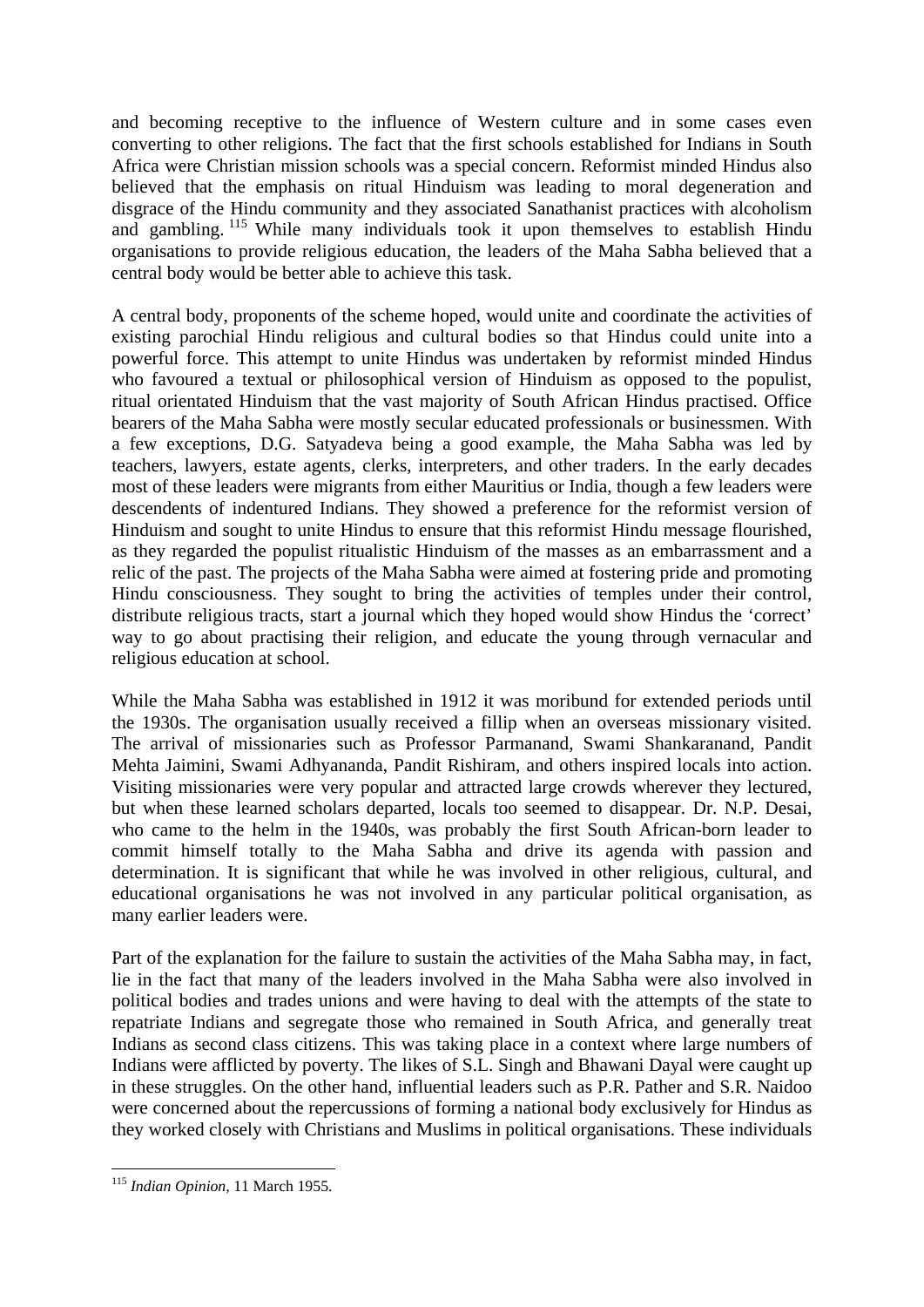and becoming receptive to the influence of Western culture and in some cases even converting to other religions. The fact that the first schools established for Indians in South Africa were Christian mission schools was a special concern. Reformist minded Hindus also believed that the emphasis on ritual Hinduism was leading to moral degeneration and disgrace of the Hindu community and they associated Sanathanist practices with alcoholism and gambling.[115] While many individuals took it upon themselves to establish Hindu organisations to provide religious education, the leaders of the Maha Sabha believed that a central body would be better able to achieve this task.

A central body, proponents of the scheme hoped, would unite and coordinate the activities of existing parochial Hindu religious and cultural bodies so that Hindus could unite into a powerful force. This attempt to unite Hindus was undertaken by reformist minded Hindus who favoured a textual or philosophical version of Hinduism as opposed to the populist, ritual orientated Hinduism that the vast majority of South African Hindus practised. Office bearers of the Maha Sabha were mostly secular educated professionals or businessmen. With a few exceptions, D.G. Satyadeva being a good example, the Maha Sabha was led by teachers, lawyers, estate agents, clerks, interpreters, and other traders. In the early decades most of these leaders were migrants from either Mauritius or India, though a few leaders were descendents of indentured Indians. They showed a preference for the reformist version of Hinduism and sought to unite Hindus to ensure that this reformist Hindu message flourished, as they regarded the populist ritualistic Hinduism of the masses as an embarrassment and a relic of the past. The projects of the Maha Sabha were aimed at fostering pride and promoting Hindu consciousness. They sought to bring the activities of temples under their control, distribute religious tracts, start a journal which they hoped would show Hindus the 'correct' way to go about practising their religion, and educate the young through vernacular and religious education at school.

While the Maha Sabha was established in 1912 it was moribund for extended periods until the 1930s. The organisation usually received a fillip when an overseas missionary visited. The arrival of missionaries such as Professor Parmanand, Swami Shankaranand, Pandit Mehta Jaimini, Swami Adhyananda, Pandit Rishiram, and others inspired locals into action. Visiting missionaries were very popular and attracted large crowds wherever they lectured, but when these learned scholars departed, locals too seemed to disappear. Dr. N.P. Desai, who came to the helm in the 1940s, was probably the first South African-born leader to commit himself totally to the Maha Sabha and drive its agenda with passion and determination. It is significant that while he was involved in other religious, cultural, and educational organisations he was not involved in any particular political organisation, as many earlier leaders were.

Part of the explanation for the failure to sustain the activities of the Maha Sabha may, in fact, lie in the fact that many of the leaders involved in the Maha Sabha were also involved in political bodies and trades unions and were having to deal with the attempts of the state to repatriate Indians and segregate those who remained in South Africa, and generally treat Indians as second class citizens. This was taking place in a context where large numbers of Indians were afflicted by poverty. The likes of S.L. Singh and Bhawani Dayal were caught up in these struggles. On the other hand, influential leaders such as P.R. Pather and S.R. Naidoo were concerned about the repercussions of forming a national body exclusively for Hindus as they worked closely with Christians and Muslims in political organisations. These individuals

[115] *Indian Opinion*, 11 March 1955.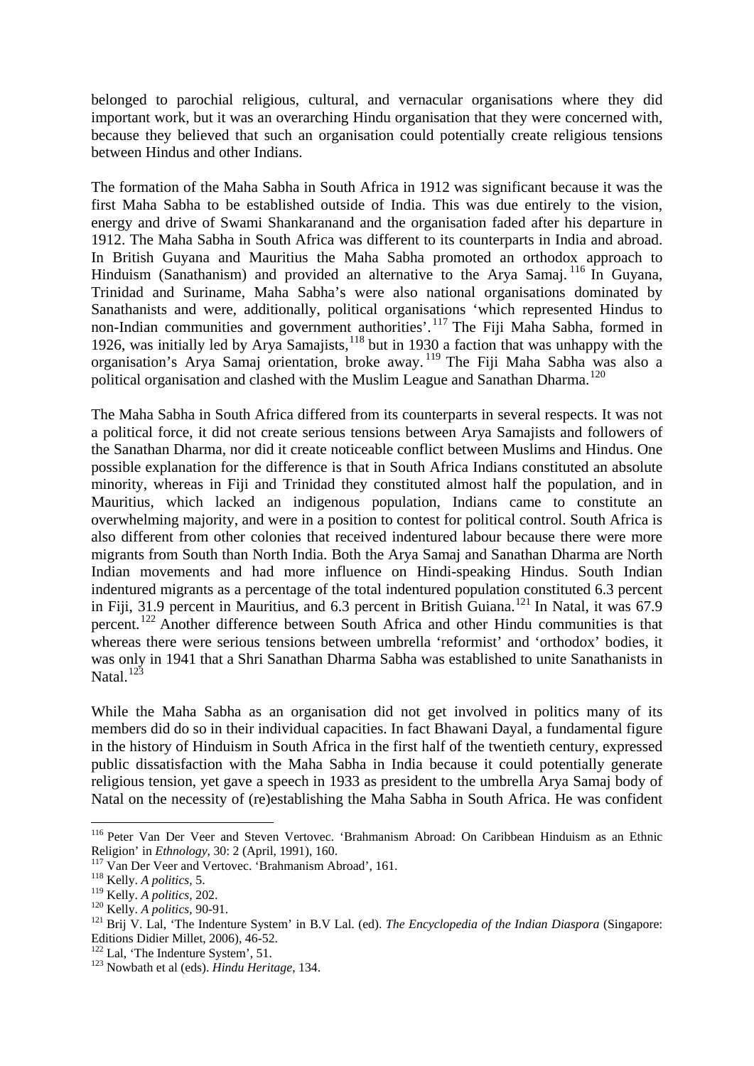belonged to parochial religious, cultural, and vernacular organisations where they did important work, but it was an overarching Hindu organisation that they were concerned with, because they believed that such an organisation could potentially create religious tensions between Hindus and other Indians.

The formation of the Maha Sabha in South Africa in 1912 was significant because it was the first Maha Sabha to be established outside of India. This was due entirely to the vision, energy and drive of Swami Shankaranand and the organisation faded after his departure in 1912. The Maha Sabha in South Africa was different to its counterparts in India and abroad. In British Guyana and Mauritius the Maha Sabha promoted an orthodox approach to Hinduism (Sanathanism) and provided an alternative to the Arya Samaj.[116] In Guyana, Trinidad and Suriname, Maha Sabha's were also national organisations dominated by Sanathanists and were, additionally, political organisations 'which represented Hindus to non-Indian communities and government authorities'.[117] The Fiji Maha Sabha, formed in 1926, was initially led by Arya Samajists,[118] but in 1930 a faction that was unhappy with the organisation's Arya Samaj orientation, broke away.[119] The Fiji Maha Sabha was also a political organisation and clashed with the Muslim League and Sanathan Dharma.[120]

The Maha Sabha in South Africa differed from its counterparts in several respects. It was not a political force, it did not create serious tensions between Arya Samajists and followers of the Sanathan Dharma, nor did it create noticeable conflict between Muslims and Hindus. One possible explanation for the difference is that in South Africa Indians constituted an absolute minority, whereas in Fiji and Trinidad they constituted almost half the population, and in Mauritius, which lacked an indigenous population, Indians came to constitute an overwhelming majority, and were in a position to contest for political control. South Africa is also different from other colonies that received indentured labour because there were more migrants from South than North India. Both the Arya Samaj and Sanathan Dharma are North Indian movements and had more influence on Hindi-speaking Hindus. South Indian indentured migrants as a percentage of the total indentured population constituted 6.3 percent in Fiji, 31.9 percent in Mauritius, and 6.3 percent in British Guiana.[121] In Natal, it was 67.9 percent.[122] Another difference between South Africa and other Hindu communities is that whereas there were serious tensions between umbrella 'reformist' and 'orthodox' bodies, it was only in 1941 that a Shri Sanathan Dharma Sabha was established to unite Sanathanists in Natal.[123]

While the Maha Sabha as an organisation did not get involved in politics many of its members did do so in their individual capacities. In fact Bhawani Dayal, a fundamental figure in the history of Hinduism in South Africa in the first half of the twentieth century, expressed public dissatisfaction with the Maha Sabha in India because it could potentially generate religious tension, yet gave a speech in 1933 as president to the umbrella Arya Samaj body of Natal on the necessity of (re)establishing the Maha Sabha in South Africa. He was confident

---

[116] Peter Van Der Veer and Steven Vertovec. 'Brahmanism Abroad: On Caribbean Hinduism as an Ethnic Religion' in *Ethnology*, 30: 2 (April, 1991), 160.

[117] Van Der Veer and Vertovec. 'Brahmanism Abroad', 161.

[118] Kelly. *A politics*, 5.

[119] Kelly. *A politics*, 202.

[120] Kelly. *A politics*, 90-91.

[121] Brij V. Lal, 'The Indenture System' in B.V Lal. (ed). *The Encyclopedia of the Indian Diaspora* (Singapore: Editions Didier Millet, 2006), 46-52.

[122] Lal, 'The Indenture System', 51.

[123] Nowbath et al (eds). *Hindu Heritage*, 134.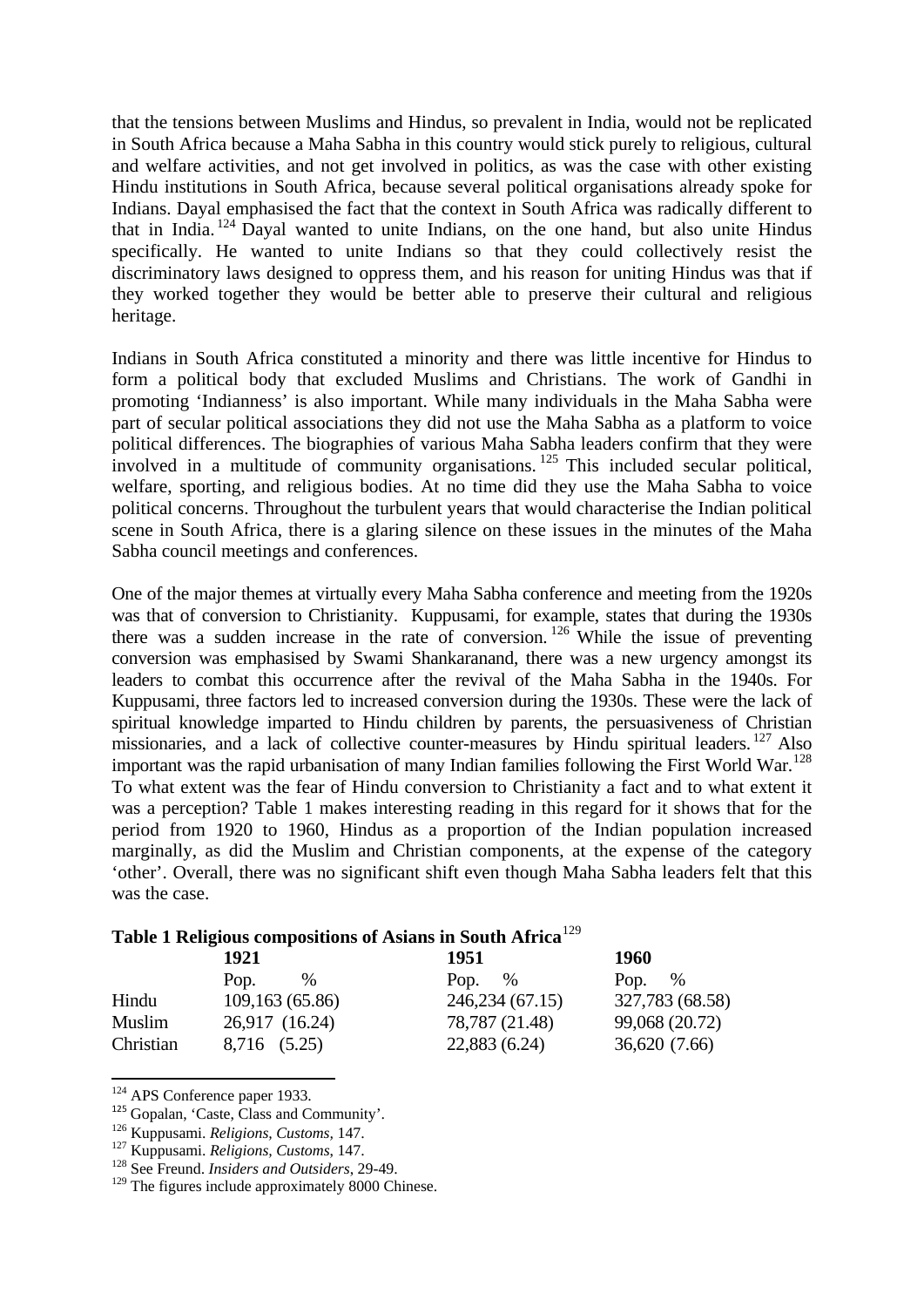that the tensions between Muslims and Hindus, so prevalent in India, would not be replicated in South Africa because a Maha Sabha in this country would stick purely to religious, cultural and welfare activities, and not get involved in politics, as was the case with other existing Hindu institutions in South Africa, because several political organisations already spoke for Indians. Dayal emphasised the fact that the context in South Africa was radically different to that in India.[124] Dayal wanted to unite Indians, on the one hand, but also unite Hindus specifically. He wanted to unite Indians so that they could collectively resist the discriminatory laws designed to oppress them, and his reason for uniting Hindus was that if they worked together they would be better able to preserve their cultural and religious heritage.

Indians in South Africa constituted a minority and there was little incentive for Hindus to form a political body that excluded Muslims and Christians. The work of Gandhi in promoting 'Indianness' is also important. While many individuals in the Maha Sabha were part of secular political associations they did not use the Maha Sabha as a platform to voice political differences. The biographies of various Maha Sabha leaders confirm that they were involved in a multitude of community organisations.[125] This included secular political, welfare, sporting, and religious bodies. At no time did they use the Maha Sabha to voice political concerns. Throughout the turbulent years that would characterise the Indian political scene in South Africa, there is a glaring silence on these issues in the minutes of the Maha Sabha council meetings and conferences.

One of the major themes at virtually every Maha Sabha conference and meeting from the 1920s was that of conversion to Christianity. Kuppusami, for example, states that during the 1930s there was a sudden increase in the rate of conversion.[126] While the issue of preventing conversion was emphasised by Swami Shankaranand, there was a new urgency amongst its leaders to combat this occurrence after the revival of the Maha Sabha in the 1940s. For Kuppusami, three factors led to increased conversion during the 1930s. These were the lack of spiritual knowledge imparted to Hindu children by parents, the persuasiveness of Christian missionaries, and a lack of collective counter-measures by Hindu spiritual leaders.[127] Also important was the rapid urbanisation of many Indian families following the First World War.[128] To what extent was the fear of Hindu conversion to Christianity a fact and to what extent it was a perception? Table 1 makes interesting reading in this regard for it shows that for the period from 1920 to 1960, Hindus as a proportion of the Indian population increased marginally, as did the Muslim and Christian components, at the expense of the category 'other'. Overall, there was no significant shift even though Maha Sabha leaders felt that this was the case.

**Table 1 Religious compositions of Asians in South Africa**[129]

| | 1921 | 1951 | 1960 |
|---|---|---|---|
| | Pop. % | Pop. % | Pop. % |
| Hindu | 109,163 (65.86) | 246,234 (67.15) | 327,783 (68.58) |
| Muslim | 26,917 (16.24) | 78,787 (21.48) | 99,068 (20.72) |
| Christian | 8,716 (5.25) | 22,883 (6.24) | 36,620 (7.66) |

[124] APS Conference paper 1933.
[125] Gopalan, 'Caste, Class and Community'.
[126] Kuppusami. *Religions, Customs*, 147.
[127] Kuppusami. *Religions, Customs*, 147.
[128] See Freund. *Insiders and Outsiders*, 29-49.
[129] The figures include approximately 8000 Chinese.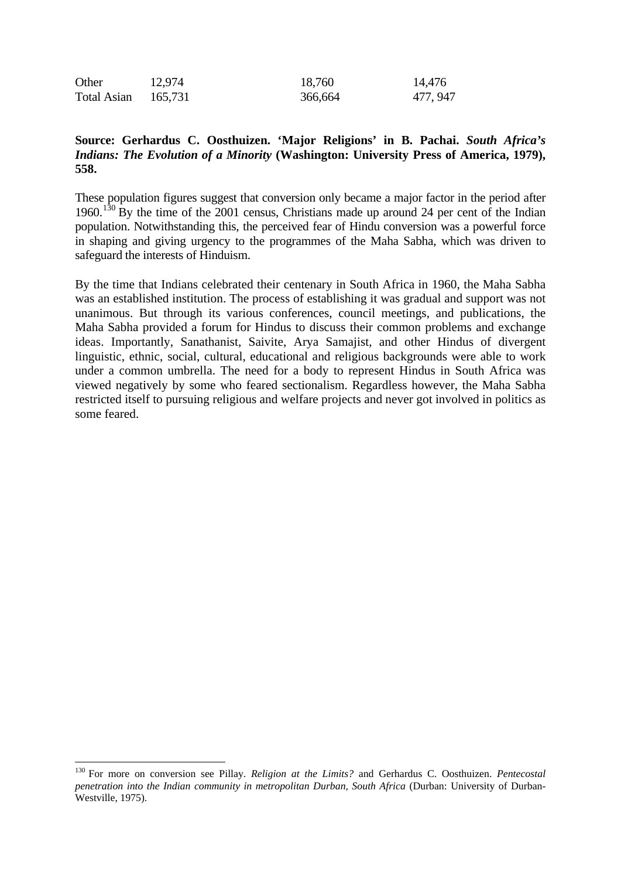| | | | |
|---|---|---|---|
| Other | 12,974 | 18,760 | 14,476 |
| Total Asian | 165,731 | 366,664 | 477, 947 |

**Source: Gerhardus C. Oosthuizen. 'Major Religions' in B. Pachai. *South Africa's Indians: The Evolution of a Minority* (Washington: University Press of America, 1979), 558.**

These population figures suggest that conversion only became a major factor in the period after 1960.[130] By the time of the 2001 census, Christians made up around 24 per cent of the Indian population. Notwithstanding this, the perceived fear of Hindu conversion was a powerful force in shaping and giving urgency to the programmes of the Maha Sabha, which was driven to safeguard the interests of Hinduism.

By the time that Indians celebrated their centenary in South Africa in 1960, the Maha Sabha was an established institution. The process of establishing it was gradual and support was not unanimous. But through its various conferences, council meetings, and publications, the Maha Sabha provided a forum for Hindus to discuss their common problems and exchange ideas. Importantly, Sanathanist, Saivite, Arya Samajist, and other Hindus of divergent linguistic, ethnic, social, cultural, educational and religious backgrounds were able to work under a common umbrella. The need for a body to represent Hindus in South Africa was viewed negatively by some who feared sectionalism. Regardless however, the Maha Sabha restricted itself to pursuing religious and welfare projects and never got involved in politics as some feared.

---

[130] For more on conversion see Pillay. *Religion at the Limits?* and Gerhardus C. Oosthuizen. *Pentecostal penetration into the Indian community in metropolitan Durban, South Africa* (Durban: University of Durban-Westville, 1975).